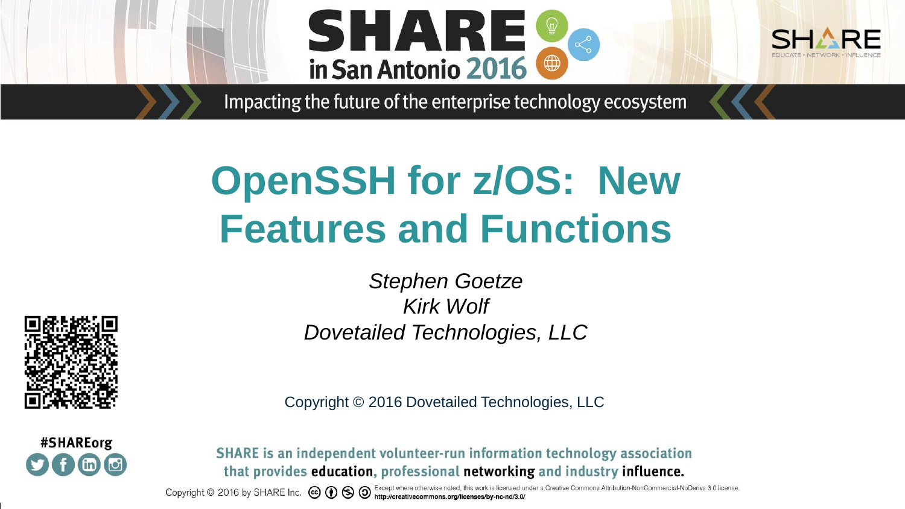# OpenSSH for z/OS: New Features and Functions

*Stephen Goetze*
*Kirk Wolf*
*Dovetailed Technologies, LLC*

Copyright © 2016 Dovetailed Technologies, LLC

SHARE is an independent volunteer-run information technology association that provides **education**, professional **networking** and industry **influence**.

Copyright © 2016 by SHARE Inc. Except where otherwise noted, this work is licensed under a Creative Commons Attribution-NonCommercial-NoDerivs 3.0 license. http://creativecommons.org/licenses/by-nc-nd/3.0/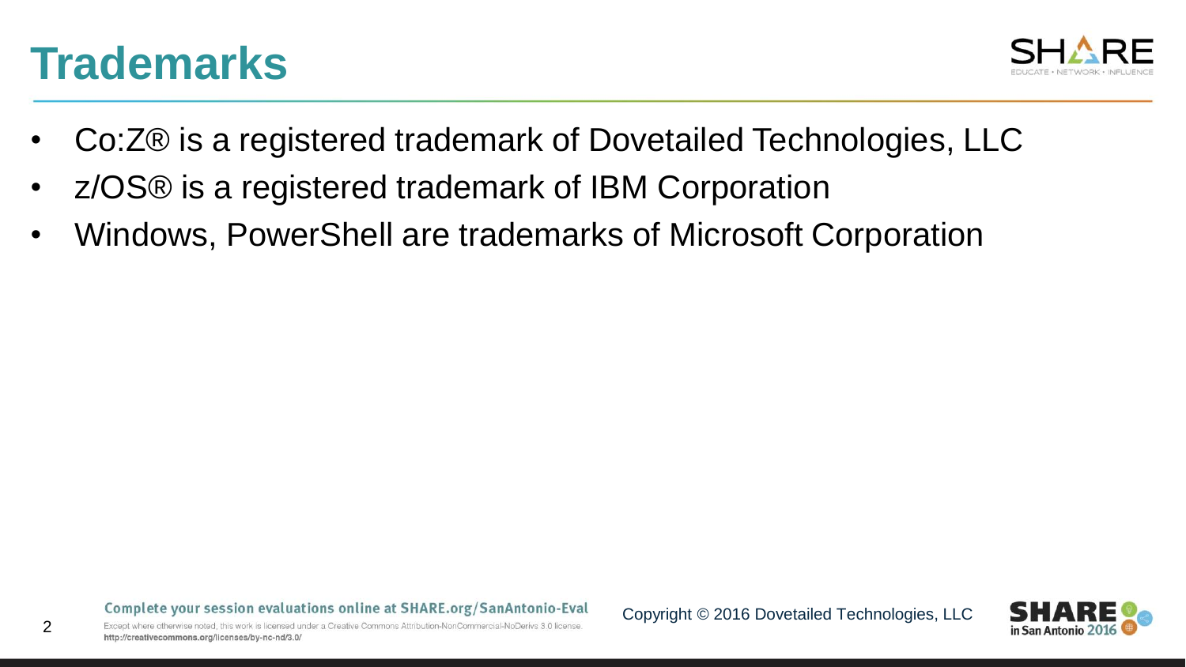# Trademarks

- Co:Z® is a registered trademark of Dovetailed Technologies, LLC
- z/OS® is a registered trademark of IBM Corporation
- Windows, PowerShell are trademarks of Microsoft Corporation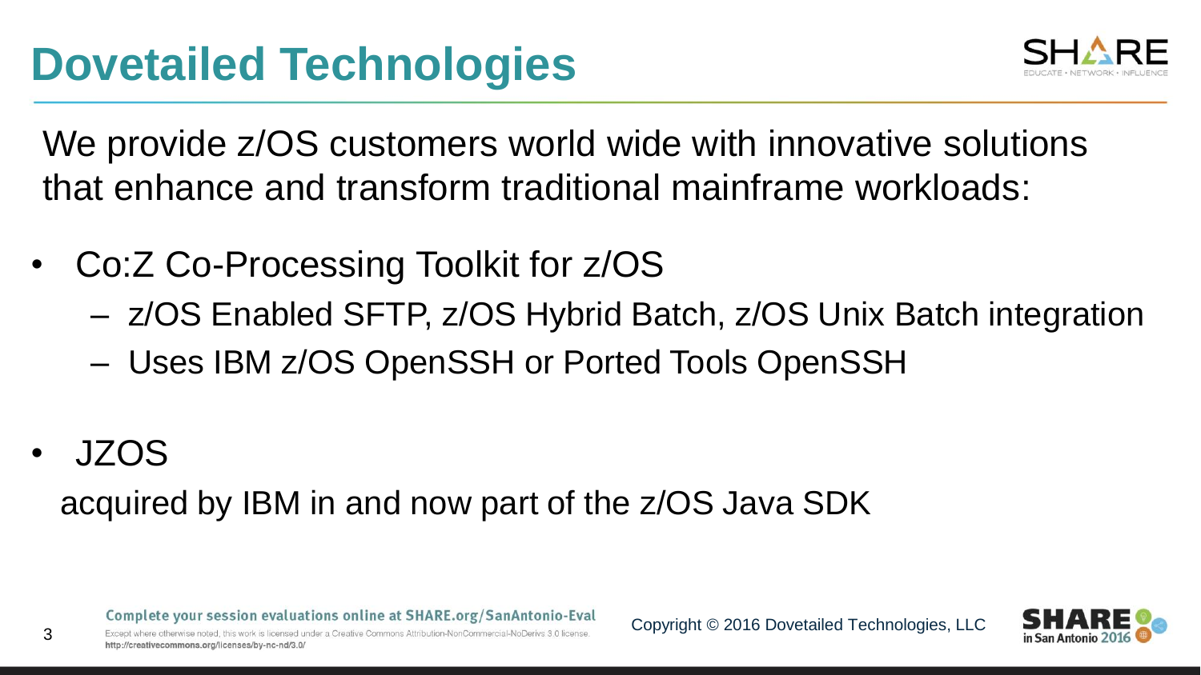# Dovetailed Technologies

We provide z/OS customers world wide with innovative solutions that enhance and transform traditional mainframe workloads:

- Co:Z Co-Processing Toolkit for z/OS
  - z/OS Enabled SFTP, z/OS Hybrid Batch, z/OS Unix Batch integration
  - Uses IBM z/OS OpenSSH or Ported Tools OpenSSH
- JZOS

  acquired by IBM in and now part of the z/OS Java SDK

Complete your session evaluations online at SHARE.org/SanAntonio-Eval

Except where otherwise noted, this work is licensed under a Creative Commons Attribution-NonCommercial-NoDerivs 3.0 license. http://creativecommons.org/licenses/by-nc-nd/3.0/

Copyright © 2016 Dovetailed Technologies, LLC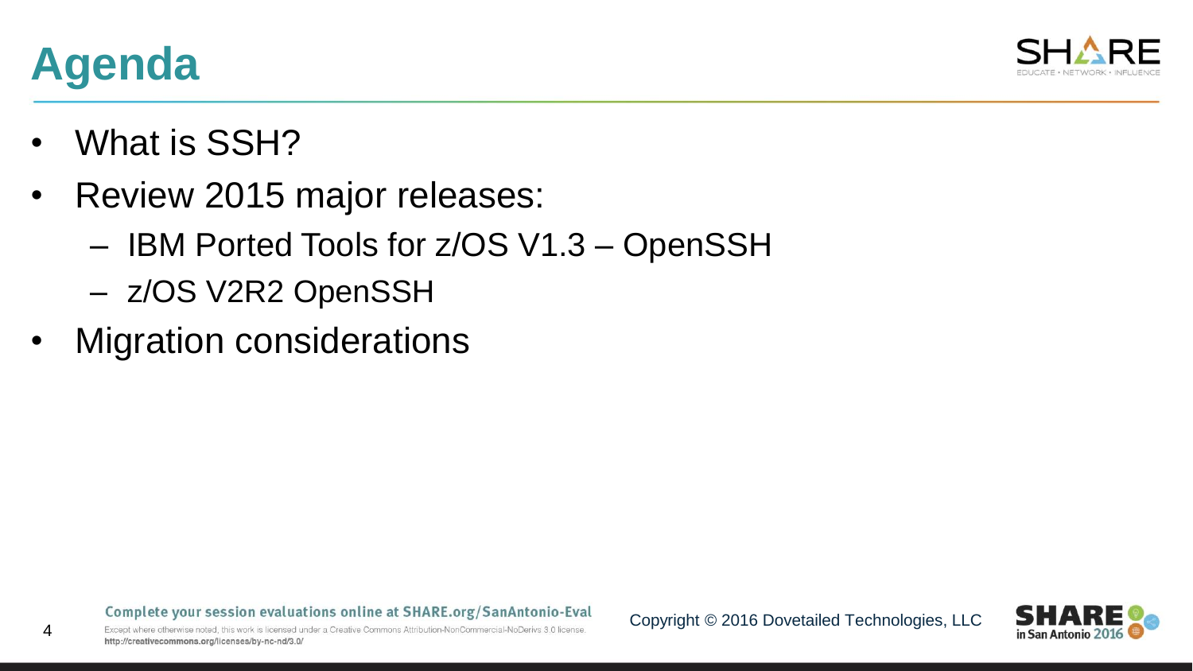# Agenda

- What is SSH?
- Review 2015 major releases:
  - IBM Ported Tools for z/OS V1.3 – OpenSSH
  - z/OS V2R2 OpenSSH
- Migration considerations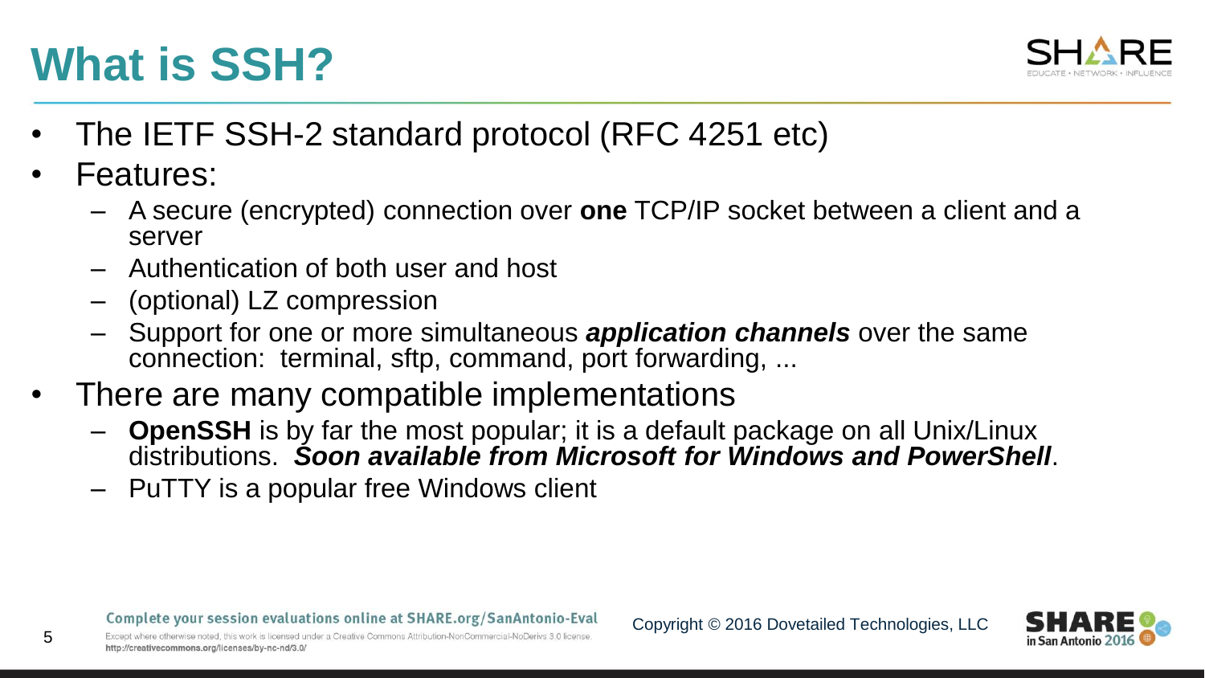# What is SSH?

- The IETF SSH-2 standard protocol (RFC 4251 etc)
- Features:
  - A secure (encrypted) connection over **one** TCP/IP socket between a client and a server
  - Authentication of both user and host
  - (optional) LZ compression
  - Support for one or more simultaneous ***application channels*** over the same connection: terminal, sftp, command, port forwarding, ...
- There are many compatible implementations
  - **OpenSSH** is by far the most popular; it is a default package on all Unix/Linux distributions. ***Soon available from Microsoft for Windows and PowerShell***.
  - PuTTY is a popular free Windows client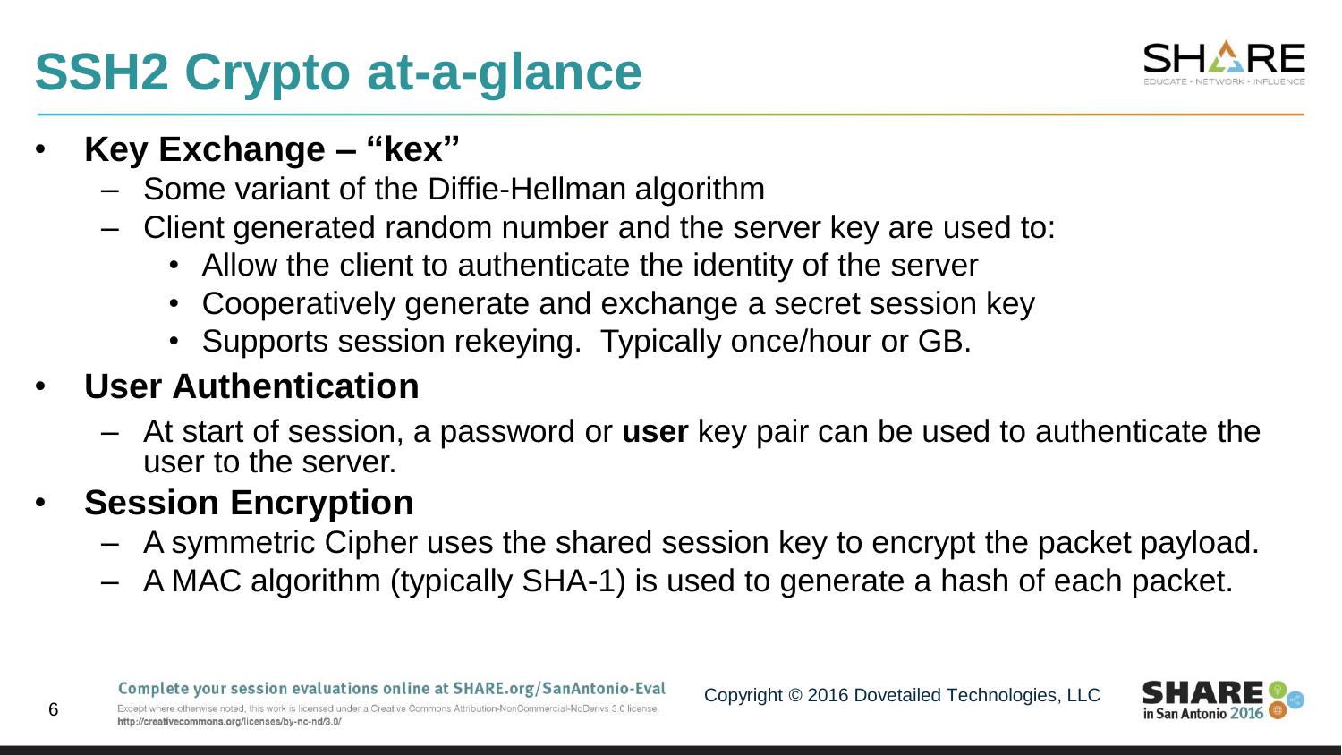# SSH2 Crypto at-a-glance

- **Key Exchange – “kex”**
  - Some variant of the Diffie-Hellman algorithm
  - Client generated random number and the server key are used to:
    - Allow the client to authenticate the identity of the server
    - Cooperatively generate and exchange a secret session key
    - Supports session rekeying. Typically once/hour or GB.
- **User Authentication**
  - At start of session, a password or **user** key pair can be used to authenticate the user to the server.
- **Session Encryption**
  - A symmetric Cipher uses the shared session key to encrypt the packet payload.
  - A MAC algorithm (typically SHA-1) is used to generate a hash of each packet.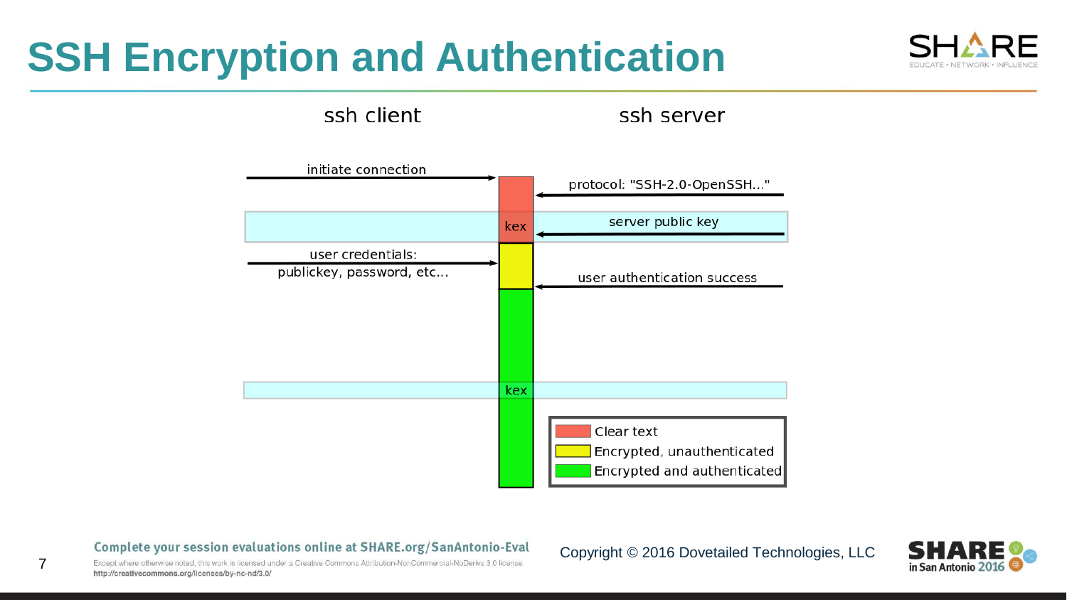# SSH Encryption and Authentication

ssh client

ssh server

initiate connection

protocol: "SSH-2.0-OpenSSH..."

server public key

kex

user credentials:
publickey, password, etc...

user authentication success

kex

Clear text

Encrypted, unauthenticated

Encrypted and authenticated

Complete your session evaluations online at SHARE.org/SanAntonio-Eval

Except where otherwise noted, this work is licensed under a Creative Commons Attribution-NonCommercial-NoDerivs 3.0 license. http://creativecommons.org/licenses/by-nc-nd/3.0/

Copyright © 2016 Dovetailed Technologies, LLC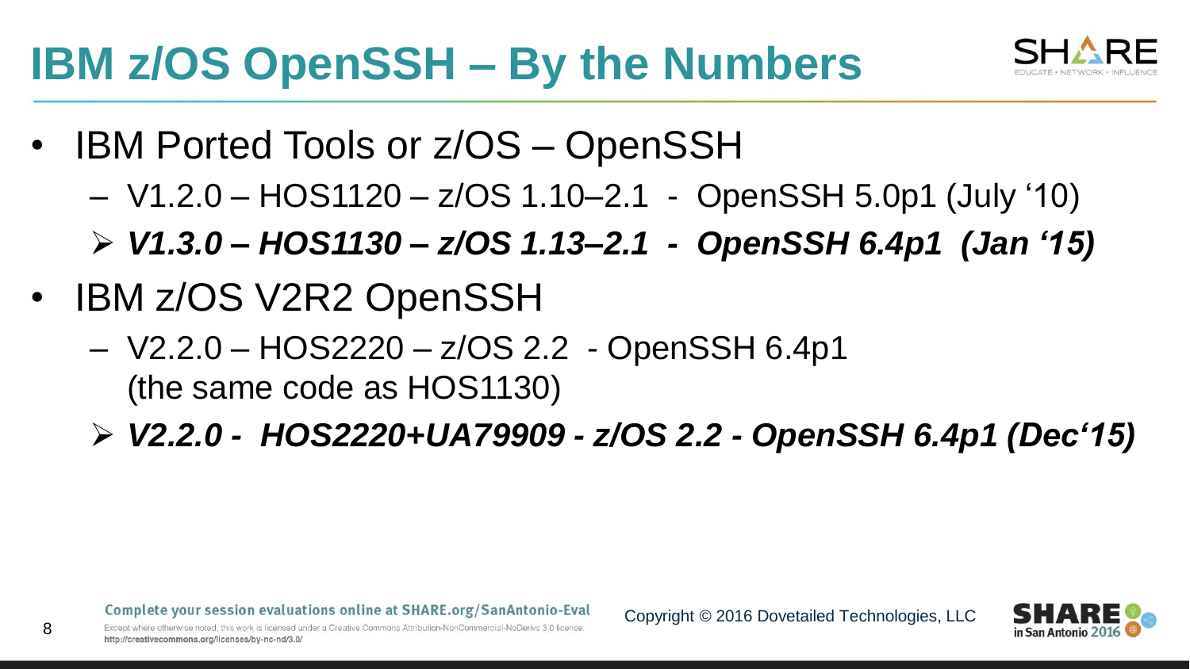# IBM z/OS OpenSSH – By the Numbers

- IBM Ported Tools or z/OS – OpenSSH
  - V1.2.0 – HOS1120 – z/OS 1.10–2.1 - OpenSSH 5.0p1 (July '10)
  - ***V1.3.0 – HOS1130 – z/OS 1.13–2.1 - OpenSSH 6.4p1 (Jan '15)***
- IBM z/OS V2R2 OpenSSH
  - V2.2.0 – HOS2220 – z/OS 2.2 - OpenSSH 6.4p1 (the same code as HOS1130)
  - ***V2.2.0 - HOS2220+UA79909 - z/OS 2.2 - OpenSSH 6.4p1 (Dec'15)***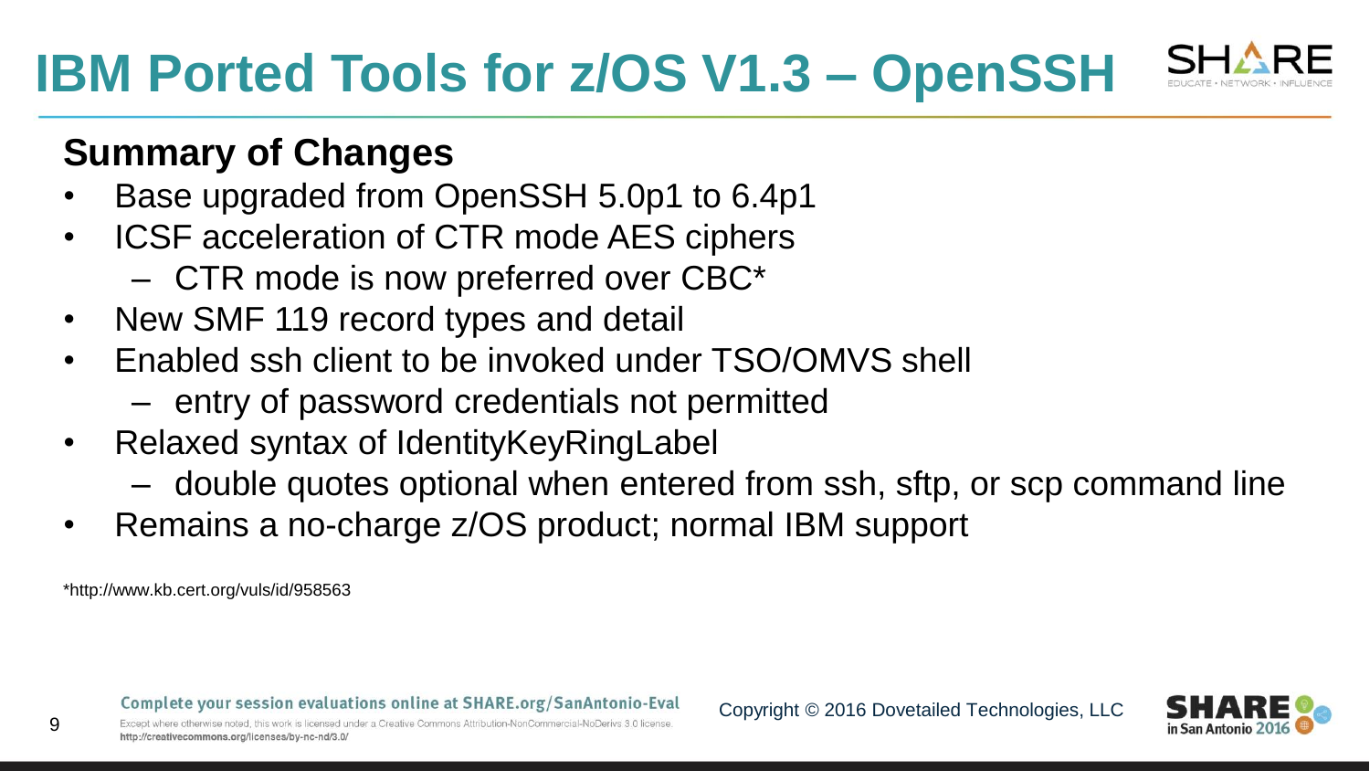# IBM Ported Tools for z/OS V1.3 – OpenSSH

## Summary of Changes

- Base upgraded from OpenSSH 5.0p1 to 6.4p1
- ICSF acceleration of CTR mode AES ciphers
  - CTR mode is now preferred over CBC*
- New SMF 119 record types and detail
- Enabled ssh client to be invoked under TSO/OMVS shell
  - entry of password credentials not permitted
- Relaxed syntax of IdentityKeyRingLabel
  - double quotes optional when entered from ssh, sftp, or scp command line
- Remains a no-charge z/OS product; normal IBM support

*http://www.kb.cert.org/vuls/id/958563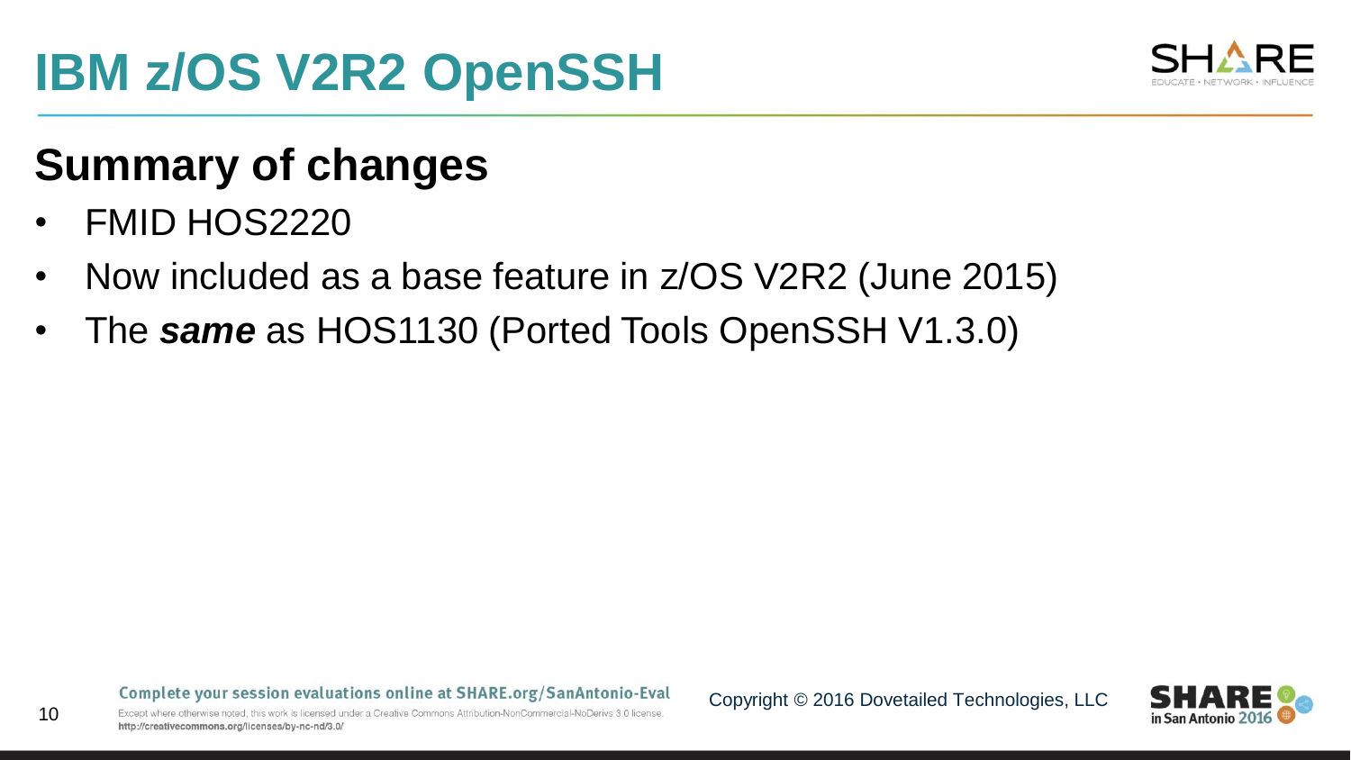# IBM z/OS V2R2 OpenSSH

## Summary of changes

- FMID HOS2220
- Now included as a base feature in z/OS V2R2 (June 2015)
- The ***same*** as HOS1130 (Ported Tools OpenSSH V1.3.0)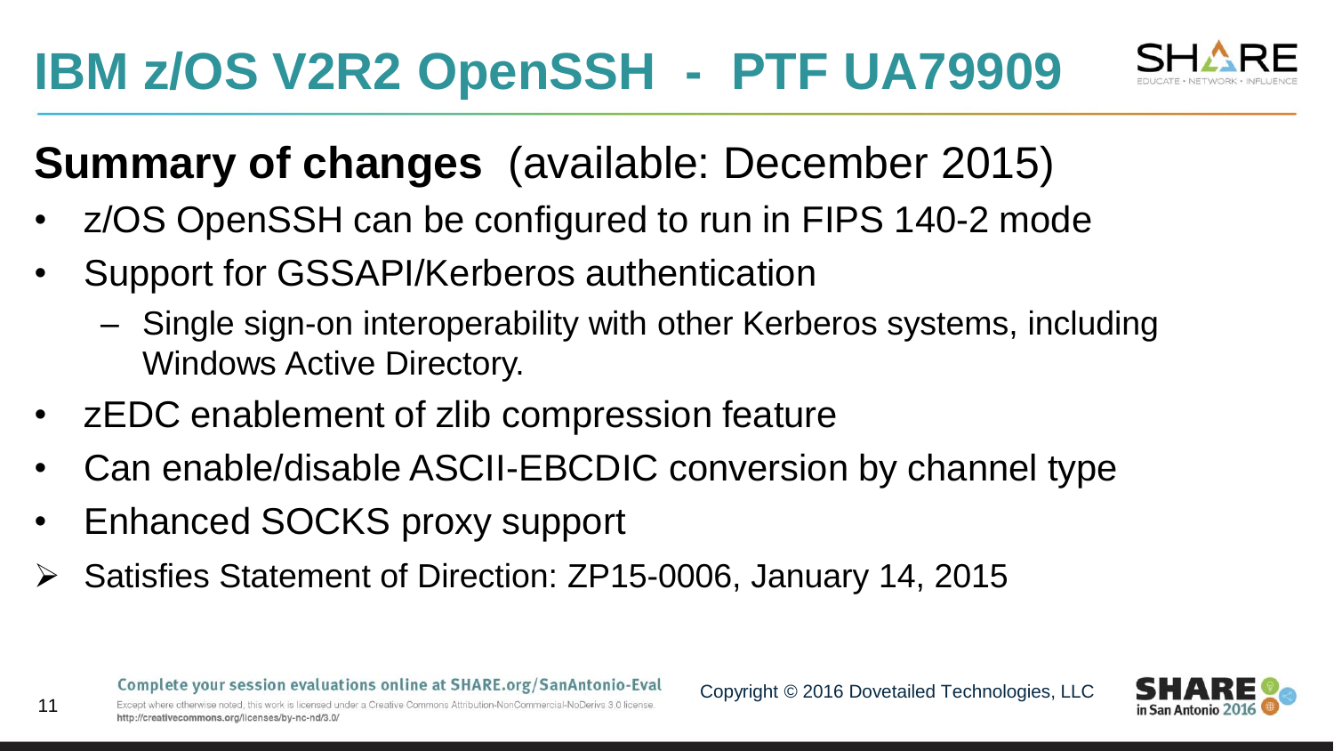# IBM z/OS V2R2 OpenSSH - PTF UA79909

## **Summary of changes** (available: December 2015)

- z/OS OpenSSH can be configured to run in FIPS 140-2 mode
- Support for GSSAPI/Kerberos authentication
  - Single sign-on interoperability with other Kerberos systems, including Windows Active Directory.
- zEDC enablement of zlib compression feature
- Can enable/disable ASCII-EBCDIC conversion by channel type
- Enhanced SOCKS proxy support

➢ Satisfies Statement of Direction: ZP15-0006, January 14, 2015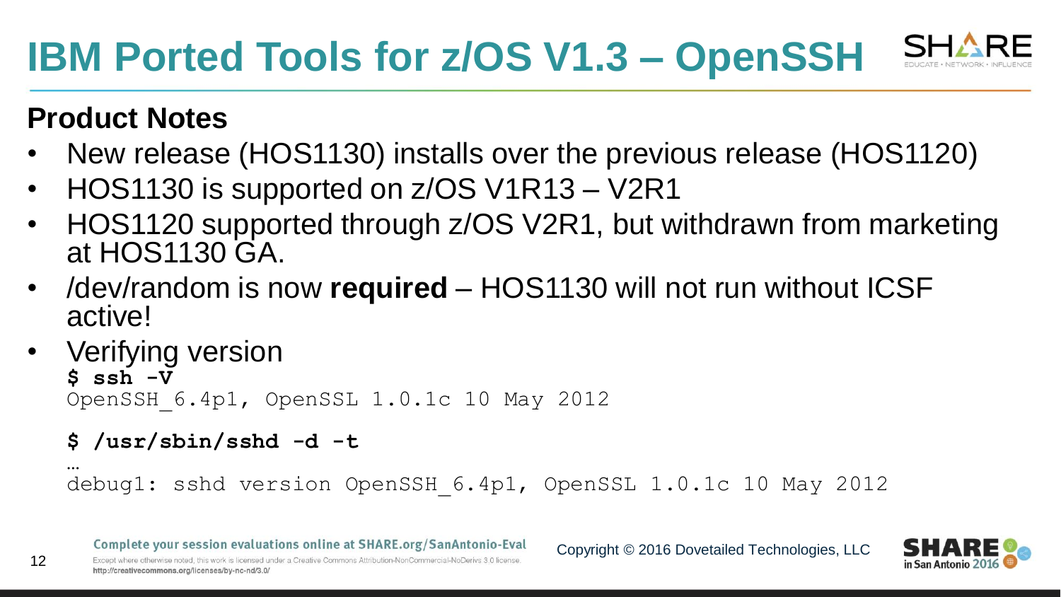# IBM Ported Tools for z/OS V1.3 – OpenSSH

## Product Notes

- New release (HOS1130) installs over the previous release (HOS1120)
- HOS1130 is supported on z/OS V1R13 – V2R1
- HOS1120 supported through z/OS V2R1, but withdrawn from marketing at HOS1130 GA.
- /dev/random is now **required** – HOS1130 will not run without ICSF active!
- Verifying version

```
$ ssh -V
OpenSSH_6.4p1, OpenSSL 1.0.1c 10 May 2012

$ /usr/sbin/sshd -d -t
…
debug1: sshd version OpenSSH_6.4p1, OpenSSL 1.0.1c 10 May 2012
```

Complete your session evaluations online at SHARE.org/SanAntonio-Eval

Except where otherwise noted, this work is licensed under a Creative Commons Attribution-NonCommercial-NoDerivs 3.0 license. http://creativecommons.org/licenses/by-nc-nd/3.0/

Copyright © 2016 Dovetailed Technologies, LLC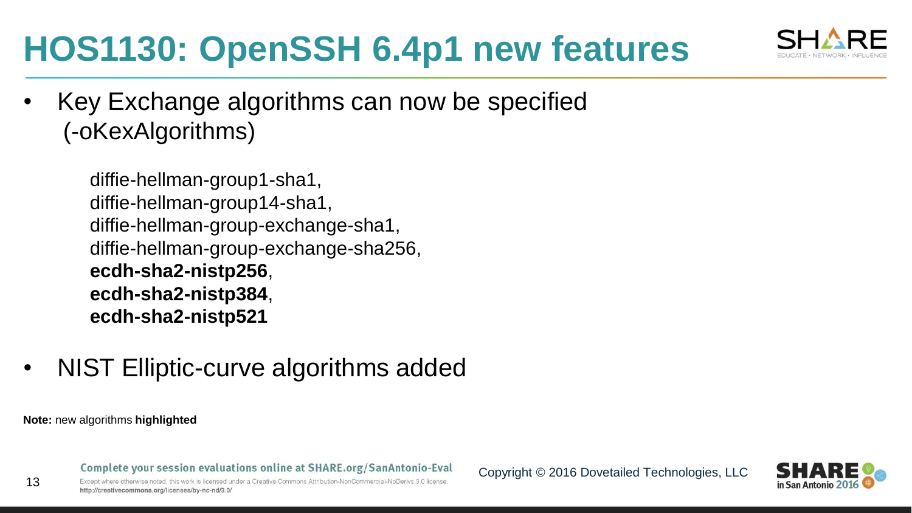# HOS1130: OpenSSH 6.4p1 new features

- Key Exchange algorithms can now be specified (-oKexAlgorithms)

  diffie-hellman-group1-sha1,
  diffie-hellman-group14-sha1,
  diffie-hellman-group-exchange-sha1,
  diffie-hellman-group-exchange-sha256,
  **ecdh-sha2-nistp256**,
  **ecdh-sha2-nistp384**,
  **ecdh-sha2-nistp521**

- NIST Elliptic-curve algorithms added

**Note:** new algorithms **highlighted**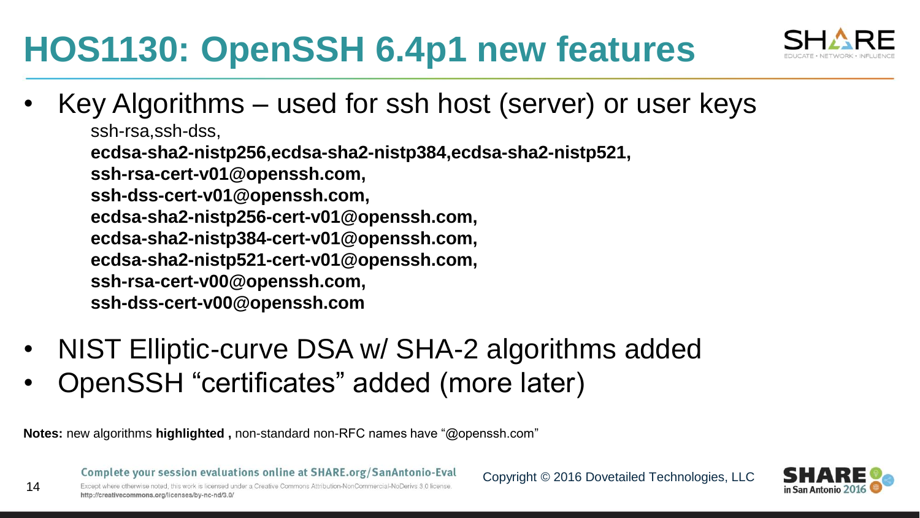# HOS1130: OpenSSH 6.4p1 new features

- Key Algorithms – used for ssh host (server) or user keys

  ssh-rsa,ssh-dss,
  **ecdsa-sha2-nistp256,ecdsa-sha2-nistp384,ecdsa-sha2-nistp521,**
  **ssh-rsa-cert-v01@openssh.com,**
  **ssh-dss-cert-v01@openssh.com,**
  **ecdsa-sha2-nistp256-cert-v01@openssh.com,**
  **ecdsa-sha2-nistp384-cert-v01@openssh.com,**
  **ecdsa-sha2-nistp521-cert-v01@openssh.com,**
  **ssh-rsa-cert-v00@openssh.com,**
  **ssh-dss-cert-v00@openssh.com**

- NIST Elliptic-curve DSA w/ SHA-2 algorithms added
- OpenSSH "certificates" added (more later)

**Notes:** new algorithms **highlighted ,** non-standard non-RFC names have "@openssh.com"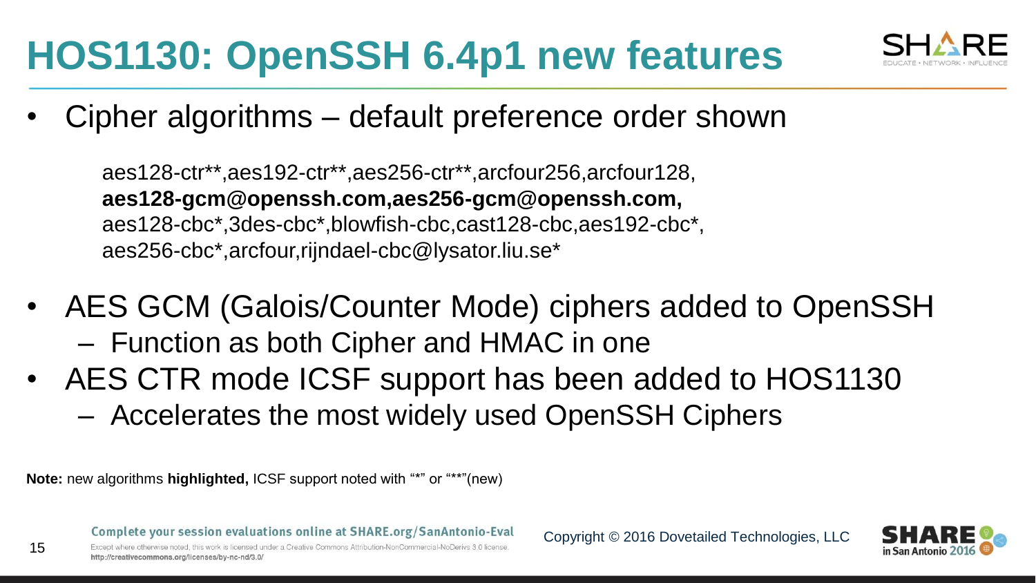# HOS1130: OpenSSH 6.4p1 new features

- Cipher algorithms – default preference order shown

  aes128-ctr**,aes192-ctr**,aes256-ctr**,arcfour256,arcfour128,
  **aes128-gcm@openssh.com,aes256-gcm@openssh.com,**
  aes128-cbc*,3des-cbc*,blowfish-cbc,cast128-cbc,aes192-cbc*,
  aes256-cbc*,arcfour,rijndael-cbc@lysator.liu.se*

- AES GCM (Galois/Counter Mode) ciphers added to OpenSSH
  - Function as both Cipher and HMAC in one
- AES CTR mode ICSF support has been added to HOS1130
  - Accelerates the most widely used OpenSSH Ciphers

**Note:** new algorithms **highlighted,** ICSF support noted with "*" or "**"(new)

Complete your session evaluations online at SHARE.org/SanAntonio-Eval

Except where otherwise noted, this work is licensed under a Creative Commons Attribution-NonCommercial-NoDerivs 3.0 license. http://creativecommons.org/licenses/by-nc-nd/3.0/

Copyright © 2016 Dovetailed Technologies, LLC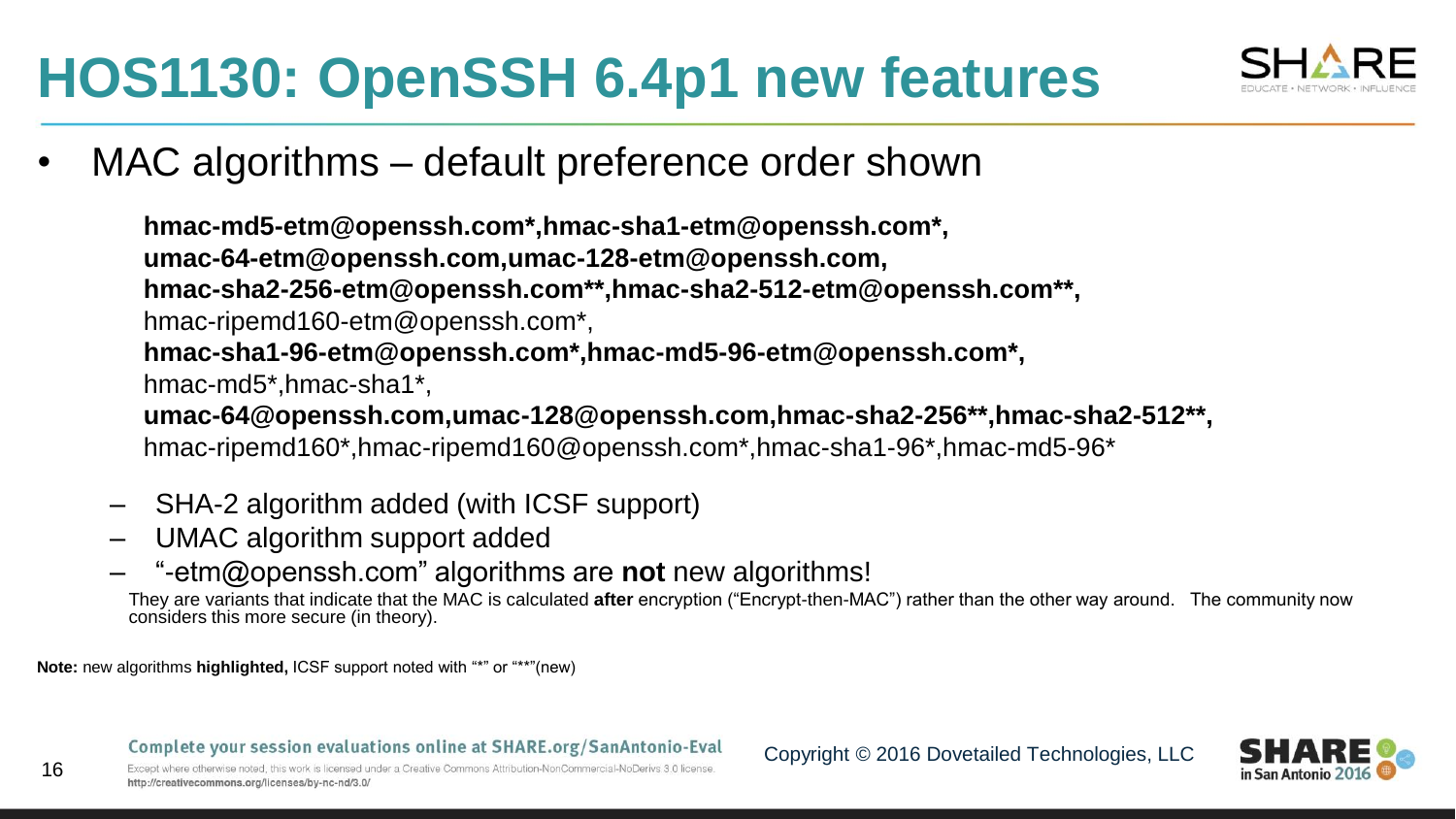# HOS1130: OpenSSH 6.4p1 new features

- MAC algorithms – default preference order shown

  **hmac-md5-etm@openssh.com*,hmac-sha1-etm@openssh.com*,**
  **umac-64-etm@openssh.com,umac-128-etm@openssh.com,**
  **hmac-sha2-256-etm@openssh.com**,hmac-sha2-512-etm@openssh.com**,**
  hmac-ripemd160-etm@openssh.com*,
  **hmac-sha1-96-etm@openssh.com*,hmac-md5-96-etm@openssh.com*,**
  hmac-md5*,hmac-sha1*,
  **umac-64@openssh.com,umac-128@openssh.com,hmac-sha2-256**,hmac-sha2-512**,**
  hmac-ripemd160*,hmac-ripemd160@openssh.com*,hmac-sha1-96*,hmac-md5-96*

  - SHA-2 algorithm added (with ICSF support)
  - UMAC algorithm support added
  - "-etm@openssh.com" algorithms are **not** new algorithms!

    They are variants that indicate that the MAC is calculated **after** encryption ("Encrypt-then-MAC") rather than the other way around. The community now considers this more secure (in theory).

**Note:** new algorithms **highlighted,** ICSF support noted with "*" or "**"(new)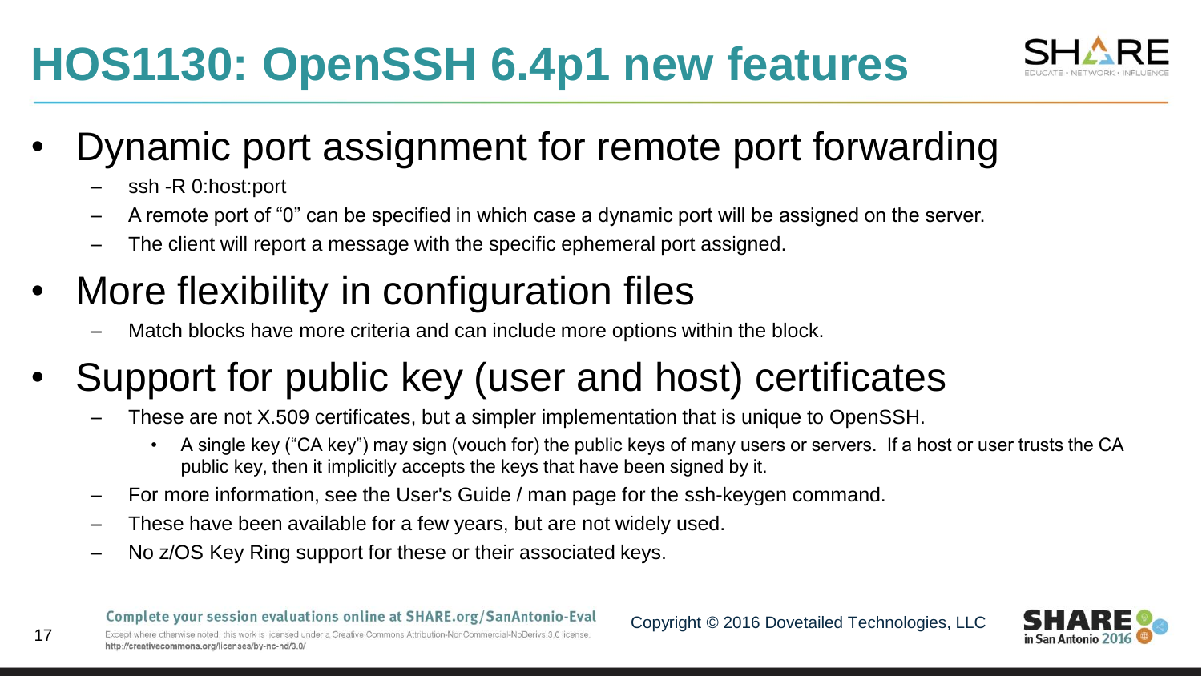# HOS1130: OpenSSH 6.4p1 new features

- Dynamic port assignment for remote port forwarding
  - ssh -R 0:host:port
  - A remote port of "0" can be specified in which case a dynamic port will be assigned on the server.
  - The client will report a message with the specific ephemeral port assigned.
- More flexibility in configuration files
  - Match blocks have more criteria and can include more options within the block.
- Support for public key (user and host) certificates
  - These are not X.509 certificates, but a simpler implementation that is unique to OpenSSH.
    - A single key ("CA key") may sign (vouch for) the public keys of many users or servers. If a host or user trusts the CA public key, then it implicitly accepts the keys that have been signed by it.
  - For more information, see the User's Guide / man page for the ssh-keygen command.
  - These have been available for a few years, but are not widely used.
  - No z/OS Key Ring support for these or their associated keys.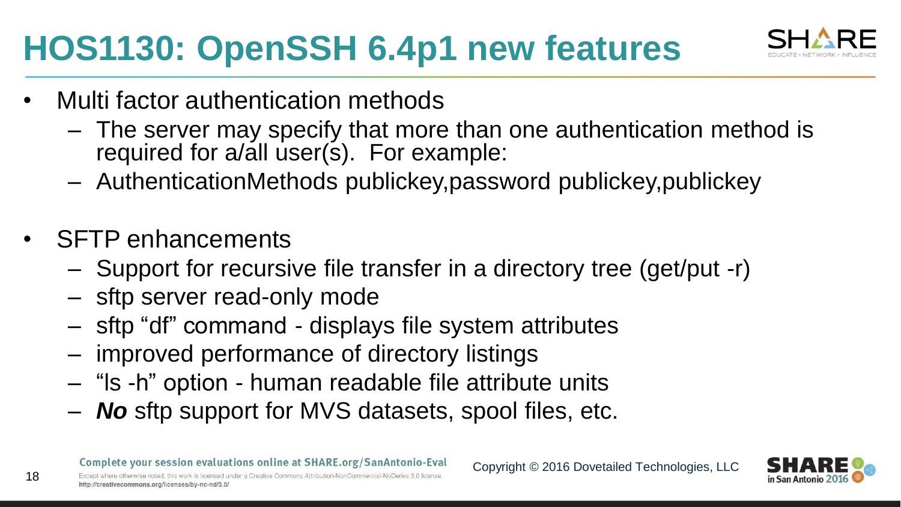# HOS1130: OpenSSH 6.4p1 new features

- Multi factor authentication methods
  - The server may specify that more than one authentication method is required for a/all user(s). For example:
  - AuthenticationMethods publickey,password publickey,publickey

- SFTP enhancements
  - Support for recursive file transfer in a directory tree (get/put -r)
  - sftp server read-only mode
  - sftp “df” command - displays file system attributes
  - improved performance of directory listings
  - “ls -h” option - human readable file attribute units
  - ***No*** sftp support for MVS datasets, spool files, etc.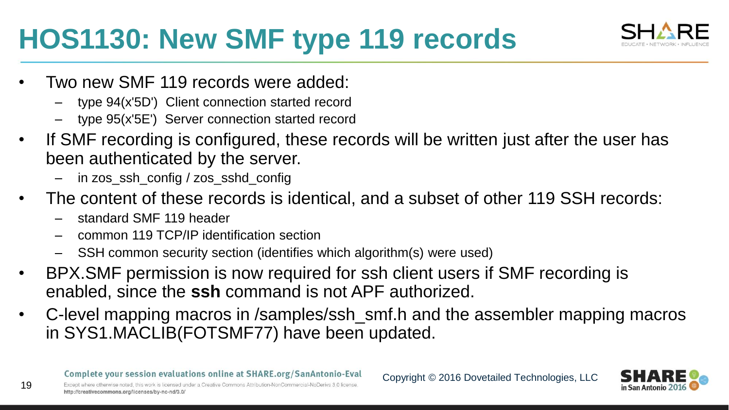# HOS1130: New SMF type 119 records

- Two new SMF 119 records were added:
  - type 94(x'5D') Client connection started record
  - type 95(x'5E') Server connection started record
- If SMF recording is configured, these records will be written just after the user has been authenticated by the server.
  - in zos_ssh_config / zos_sshd_config
- The content of these records is identical, and a subset of other 119 SSH records:
  - standard SMF 119 header
  - common 119 TCP/IP identification section
  - SSH common security section (identifies which algorithm(s) were used)
- BPX.SMF permission is now required for ssh client users if SMF recording is enabled, since the **ssh** command is not APF authorized.
- C-level mapping macros in /samples/ssh_smf.h and the assembler mapping macros in SYS1.MACLIB(FOTSMF77) have been updated.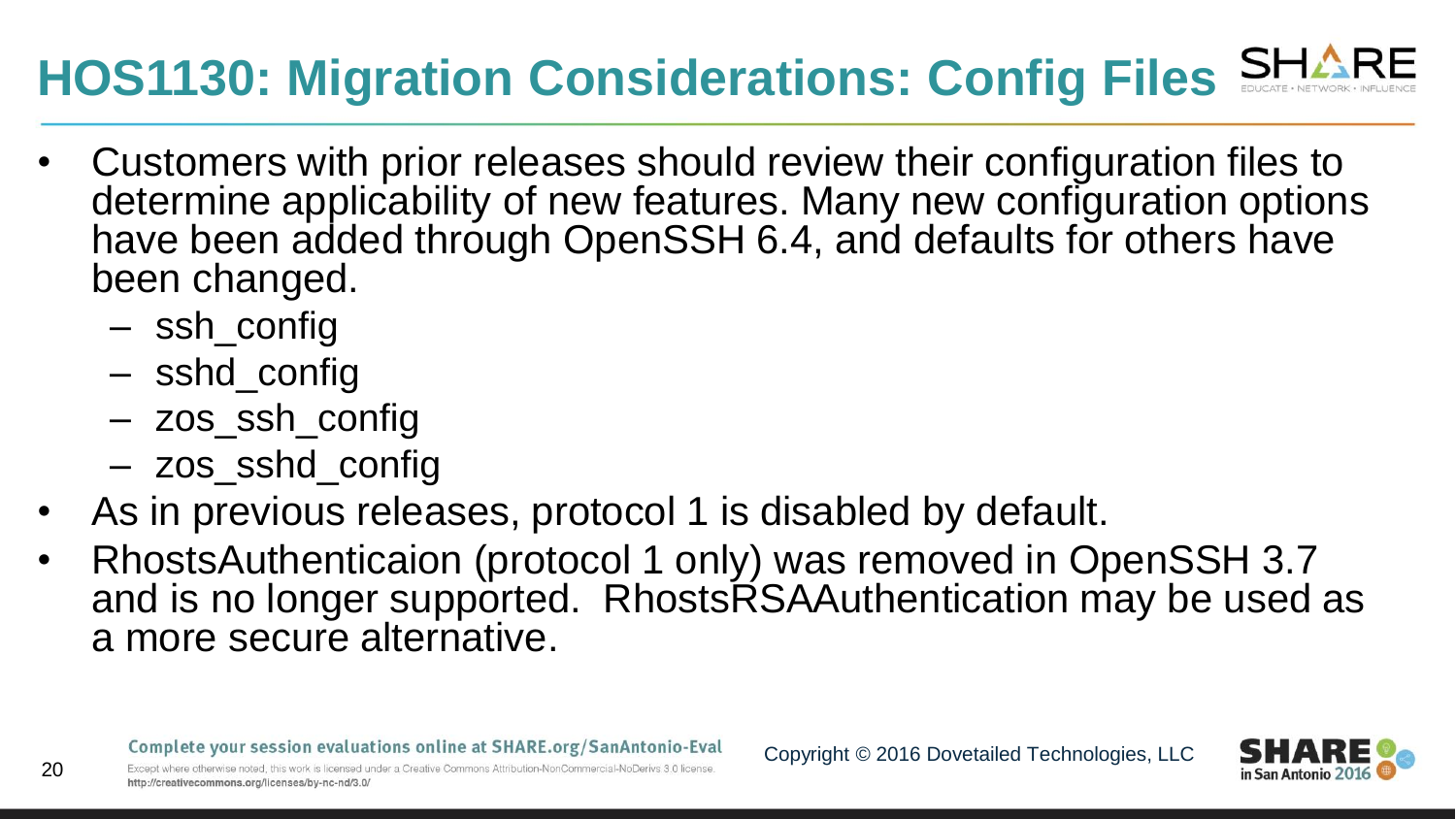# HOS1130: Migration Considerations: Config Files

- Customers with prior releases should review their configuration files to determine applicability of new features. Many new configuration options have been added through OpenSSH 6.4, and defaults for others have been changed.
  - ssh_config
  - sshd_config
  - zos_ssh_config
  - zos_sshd_config
- As in previous releases, protocol 1 is disabled by default.
- RhostsAuthenticaion (protocol 1 only) was removed in OpenSSH 3.7 and is no longer supported. RhostsRSAAuthentication may be used as a more secure alternative.

Copyright © 2016 Dovetailed Technologies, LLC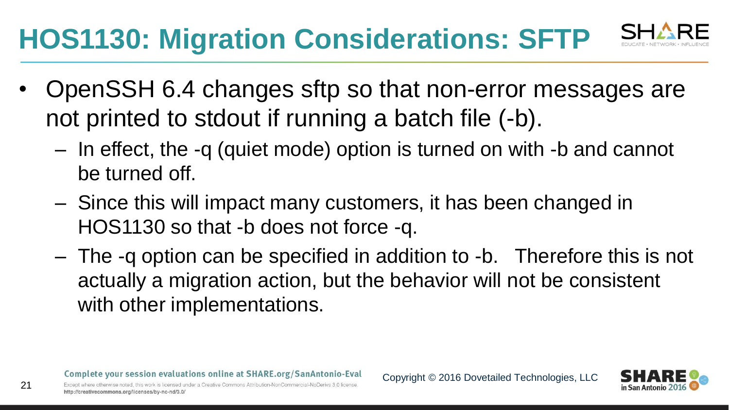# HOS1130: Migration Considerations: SFTP

- OpenSSH 6.4 changes sftp so that non-error messages are not printed to stdout if running a batch file (-b).
  - In effect, the -q (quiet mode) option is turned on with -b and cannot be turned off.
  - Since this will impact many customers, it has been changed in HOS1130 so that -b does not force -q.
  - The -q option can be specified in addition to -b. Therefore this is not actually a migration action, but the behavior will not be consistent with other implementations.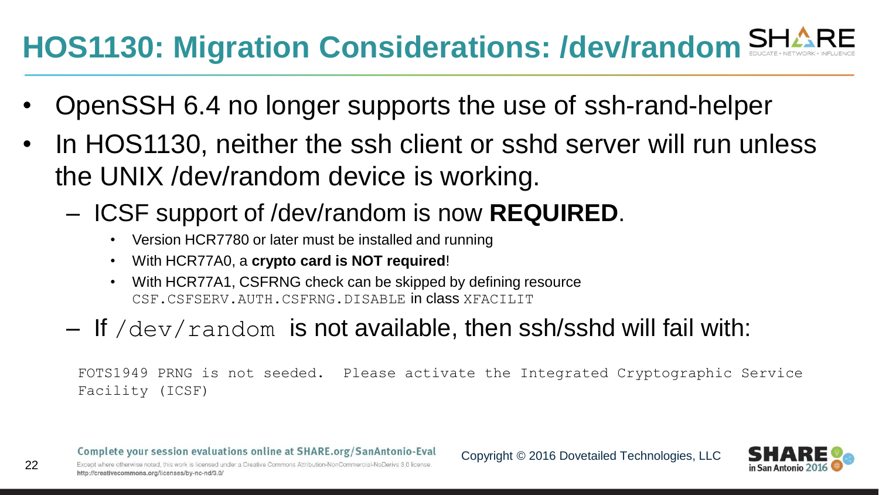# HOS1130: Migration Considerations: /dev/random

- OpenSSH 6.4 no longer supports the use of ssh-rand-helper
- In HOS1130, neither the ssh client or sshd server will run unless the UNIX /dev/random device is working.
  - ICSF support of /dev/random is now **REQUIRED**.
    - Version HCR7780 or later must be installed and running
    - With HCR77A0, a **crypto card is NOT required**!
    - With HCR77A1, CSFRNG check can be skipped by defining resource `CSF.CSFSERV.AUTH.CSFRNG.DISABLE` in class `XFACILIT`
  - If `/dev/random` is not available, then ssh/sshd will fail with:

```
FOTS1949 PRNG is not seeded.  Please activate the Integrated Cryptographic Service
Facility (ICSF)
```

Complete your session evaluations online at SHARE.org/SanAntonio-Eval

Except where otherwise noted, this work is licensed under a Creative Commons Attribution-NonCommercial-NoDerivs 3.0 license. http://creativecommons.org/licenses/by-nc-nd/3.0/

Copyright © 2016 Dovetailed Technologies, LLC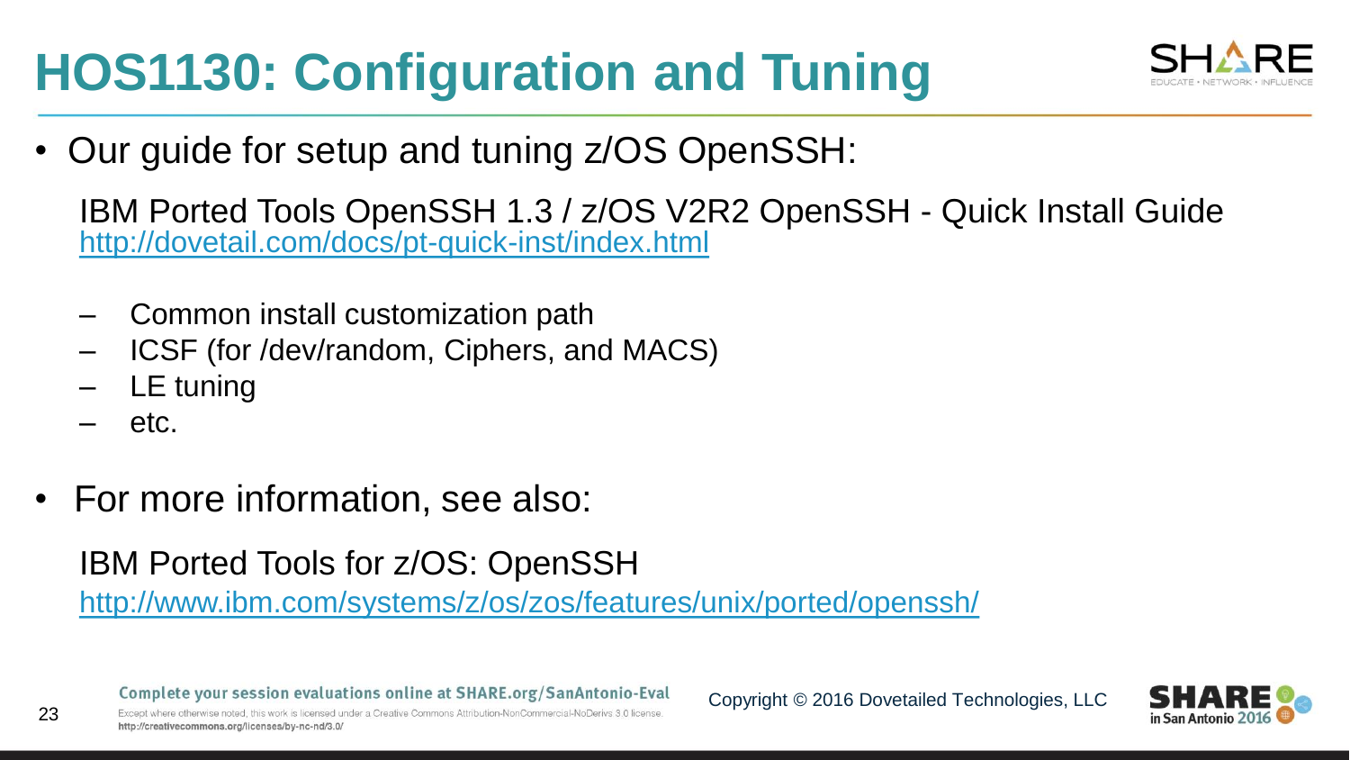# HOS1130: Configuration and Tuning

- Our guide for setup and tuning z/OS OpenSSH:

  IBM Ported Tools OpenSSH 1.3 / z/OS V2R2 OpenSSH - Quick Install Guide
  http://dovetail.com/docs/pt-quick-inst/index.html

  – Common install customization path
  – ICSF (for /dev/random, Ciphers, and MACS)
  – LE tuning
  – etc.

- For more information, see also:

  IBM Ported Tools for z/OS: OpenSSH
  http://www.ibm.com/systems/z/os/zos/features/unix/ported/openssh/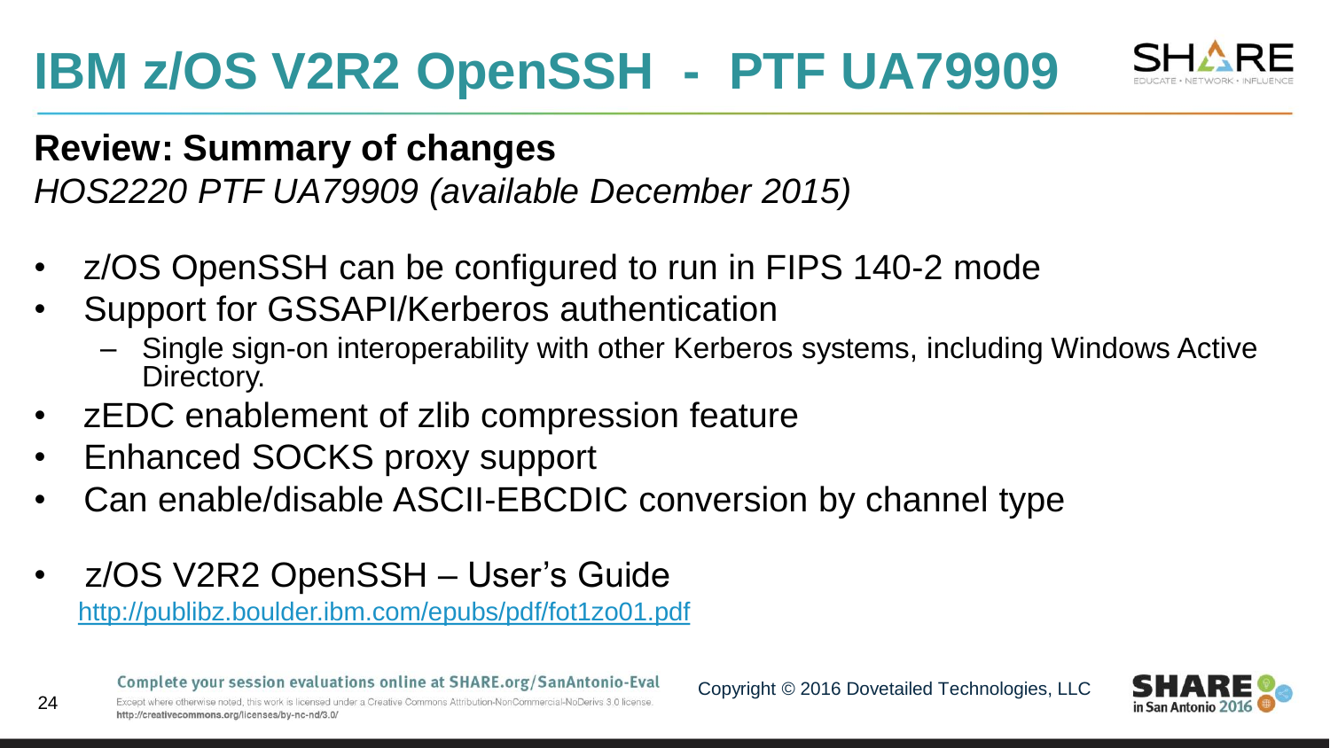# IBM z/OS V2R2 OpenSSH - PTF UA79909

## Review: Summary of changes

*HOS2220 PTF UA79909 (available December 2015)*

- z/OS OpenSSH can be configured to run in FIPS 140-2 mode
- Support for GSSAPI/Kerberos authentication
  - Single sign-on interoperability with other Kerberos systems, including Windows Active Directory.
- zEDC enablement of zlib compression feature
- Enhanced SOCKS proxy support
- Can enable/disable ASCII-EBCDIC conversion by channel type

- z/OS V2R2 OpenSSH – User's Guide
  http://publibz.boulder.ibm.com/epubs/pdf/fot1zo01.pdf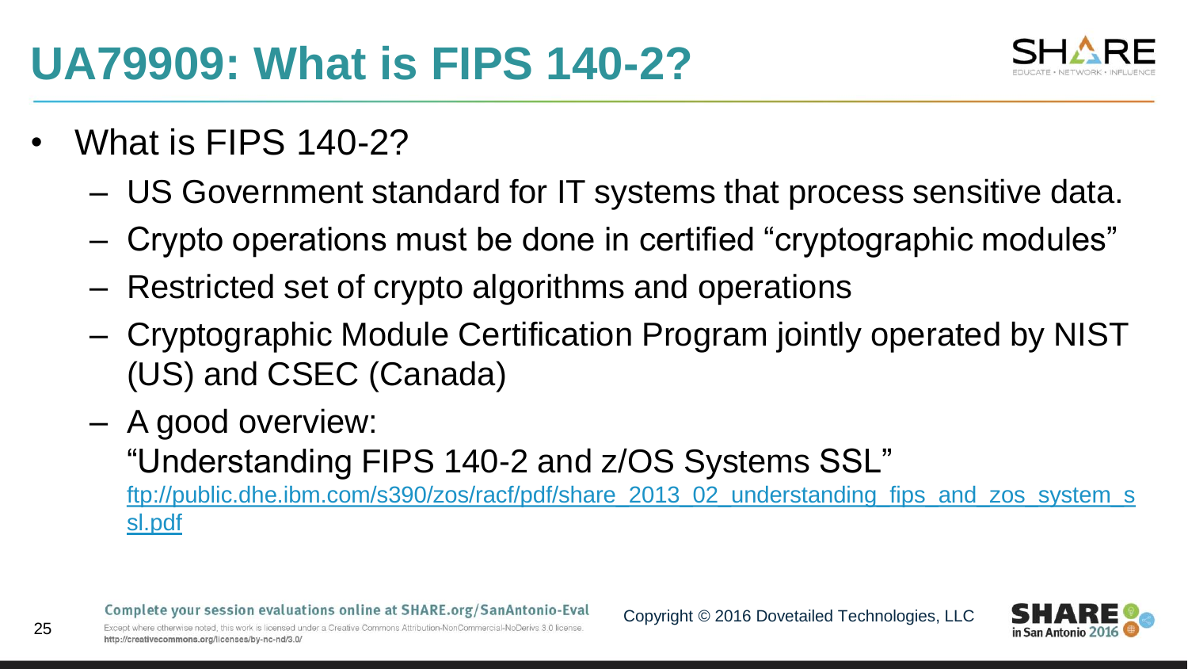# UA79909: What is FIPS 140-2?

- What is FIPS 140-2?
  - US Government standard for IT systems that process sensitive data.
  - Crypto operations must be done in certified "cryptographic modules"
  - Restricted set of crypto algorithms and operations
  - Cryptographic Module Certification Program jointly operated by NIST (US) and CSEC (Canada)
  - A good overview:
    "Understanding FIPS 140-2 and z/OS Systems SSL"
    ftp://public.dhe.ibm.com/s390/zos/racf/pdf/share_2013_02_understanding_fips_and_zos_system_ssl.pdf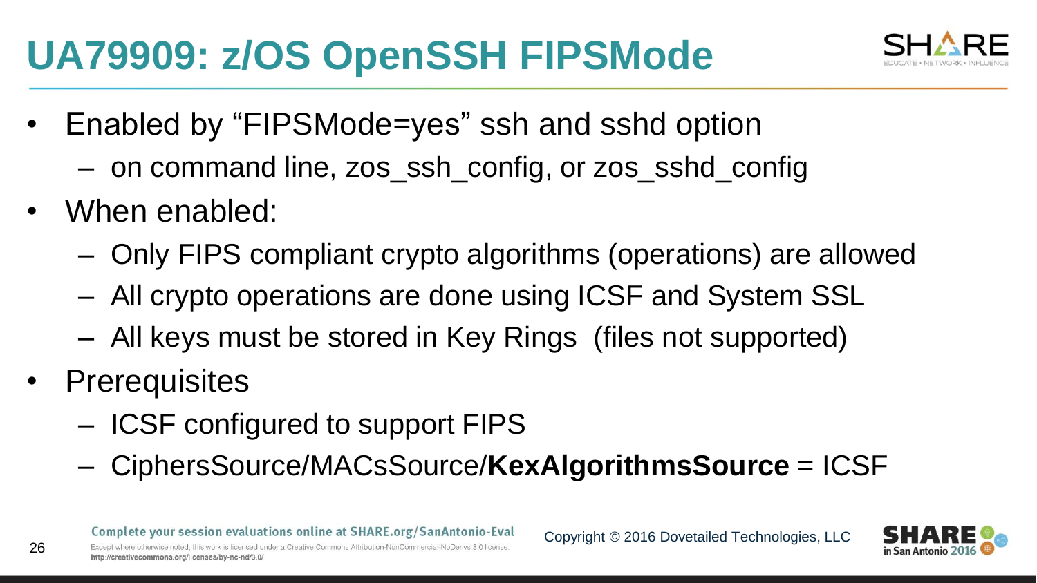# UA79909: z/OS OpenSSH FIPSMode

- Enabled by "FIPSMode=yes" ssh and sshd option
  - on command line, zos_ssh_config, or zos_sshd_config
- When enabled:
  - Only FIPS compliant crypto algorithms (operations) are allowed
  - All crypto operations are done using ICSF and System SSL
  - All keys must be stored in Key Rings (files not supported)
- Prerequisites
  - ICSF configured to support FIPS
  - CiphersSource/MACsSource/**KexAlgorithmsSource** = ICSF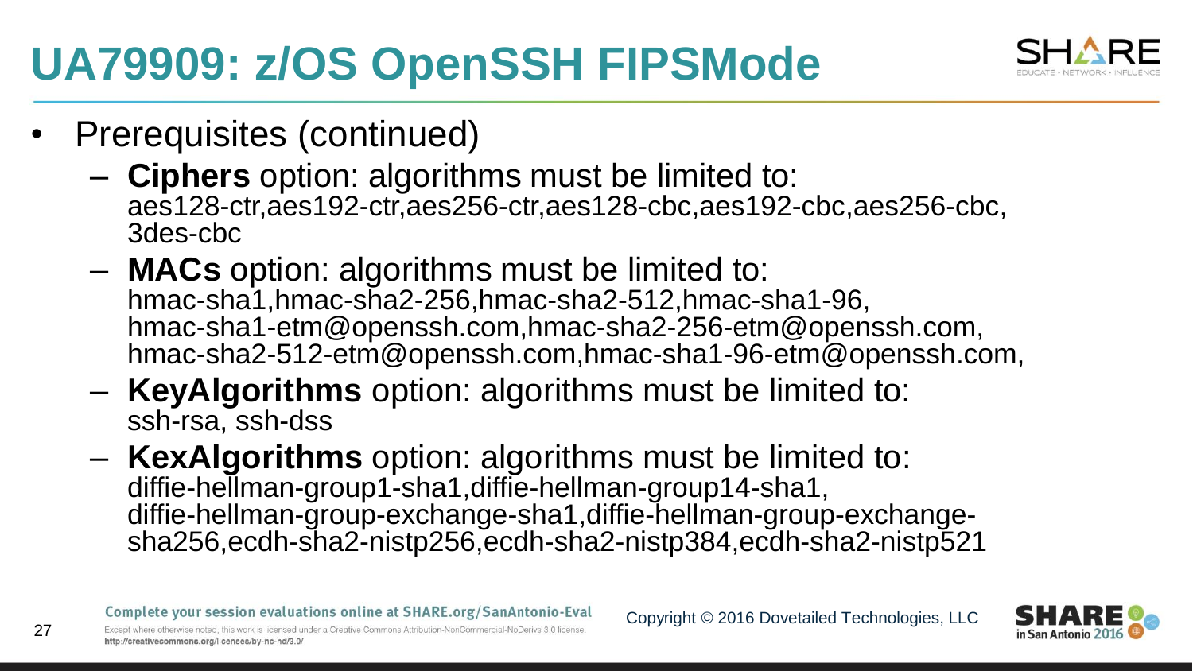# UA79909: z/OS OpenSSH FIPSMode

- Prerequisites (continued)
  - **Ciphers** option: algorithms must be limited to:
    aes128-ctr,aes192-ctr,aes256-ctr,aes128-cbc,aes192-cbc,aes256-cbc,
    3des-cbc
  - **MACs** option: algorithms must be limited to:
    hmac-sha1,hmac-sha2-256,hmac-sha2-512,hmac-sha1-96,
    hmac-sha1-etm@openssh.com,hmac-sha2-256-etm@openssh.com,
    hmac-sha2-512-etm@openssh.com,hmac-sha1-96-etm@openssh.com,
  - **KeyAlgorithms** option: algorithms must be limited to:
    ssh-rsa, ssh-dss
  - **KexAlgorithms** option: algorithms must be limited to:
    diffie-hellman-group1-sha1,diffie-hellman-group14-sha1,
    diffie-hellman-group-exchange-sha1,diffie-hellman-group-exchange-sha256,ecdh-sha2-nistp256,ecdh-sha2-nistp384,ecdh-sha2-nistp521

Complete your session evaluations online at SHARE.org/SanAntonio-Eval

Except where otherwise noted, this work is licensed under a Creative Commons Attribution-NonCommercial-NoDerivs 3.0 license. http://creativecommons.org/licenses/by-nc-nd/3.0/

Copyright © 2016 Dovetailed Technologies, LLC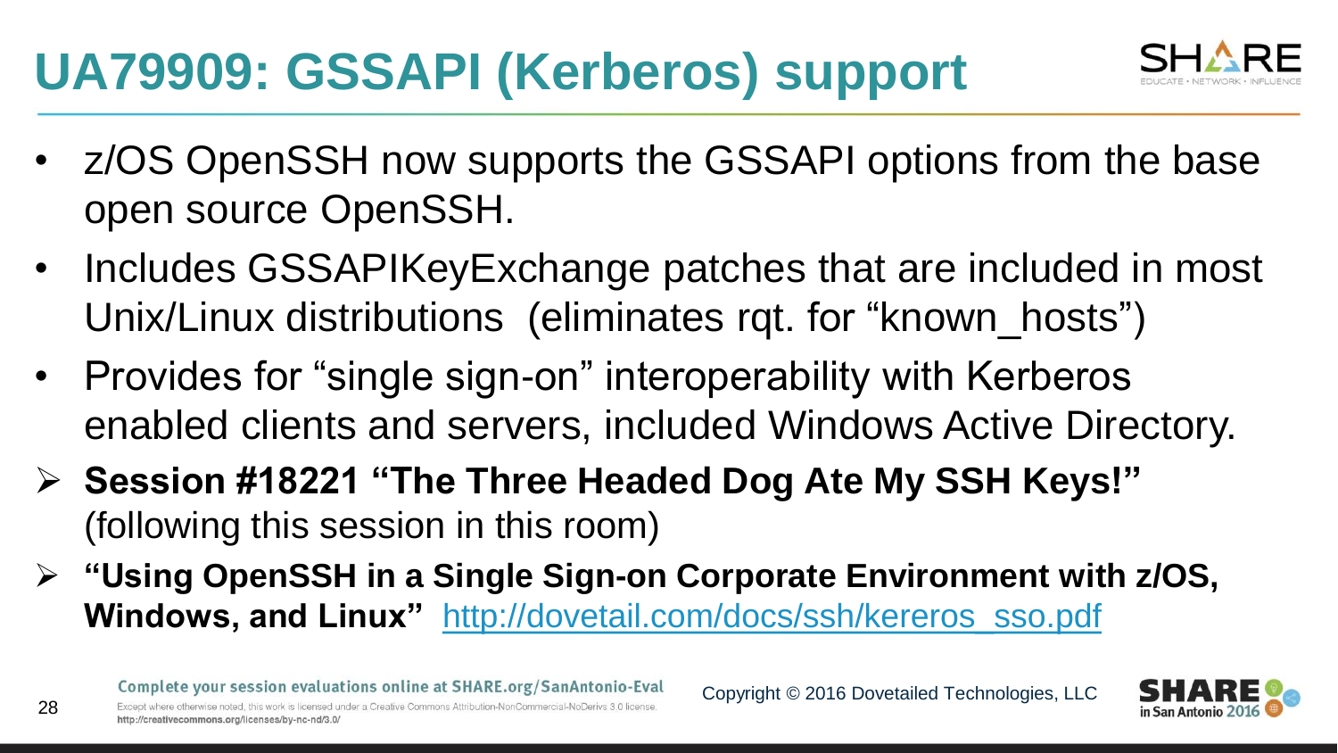# UA79909: GSSAPI (Kerberos) support

- z/OS OpenSSH now supports the GSSAPI options from the base open source OpenSSH.
- Includes GSSAPIKeyExchange patches that are included in most Unix/Linux distributions (eliminates rqt. for "known_hosts")
- Provides for "single sign-on" interoperability with Kerberos enabled clients and servers, included Windows Active Directory.

➢ **Session #18221 "The Three Headed Dog Ate My SSH Keys!"** (following this session in this room)

➢ **"Using OpenSSH in a Single Sign-on Corporate Environment with z/OS, Windows, and Linux"** [http://dovetail.com/docs/ssh/kereros_sso.pdf](http://dovetail.com/docs/ssh/kereros_sso.pdf)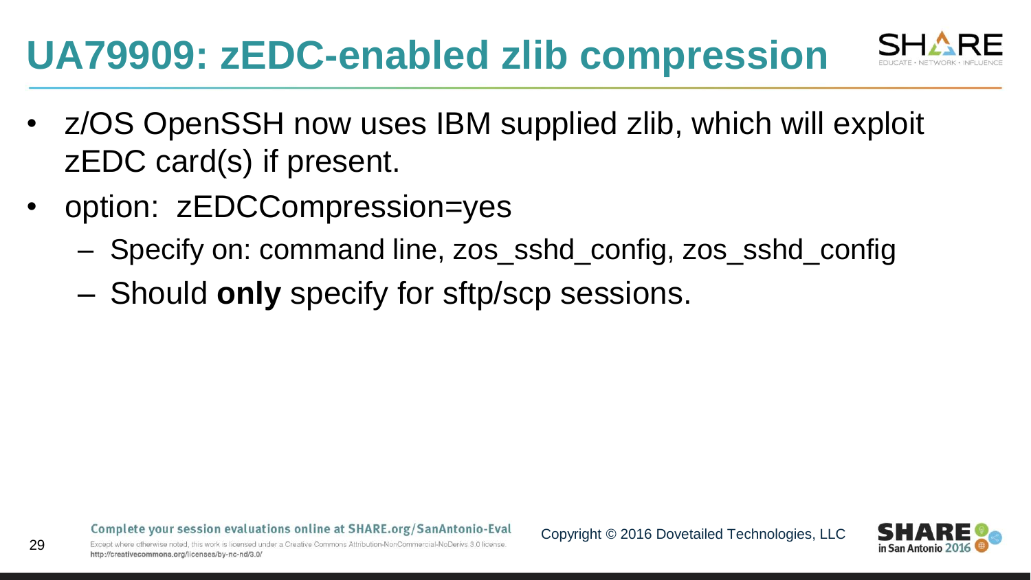# UA79909: zEDC-enabled zlib compression

- z/OS OpenSSH now uses IBM supplied zlib, which will exploit zEDC card(s) if present.
- option: zEDCCompression=yes
  - Specify on: command line, zos_sshd_config, zos_sshd_config
  - Should **only** specify for sftp/scp sessions.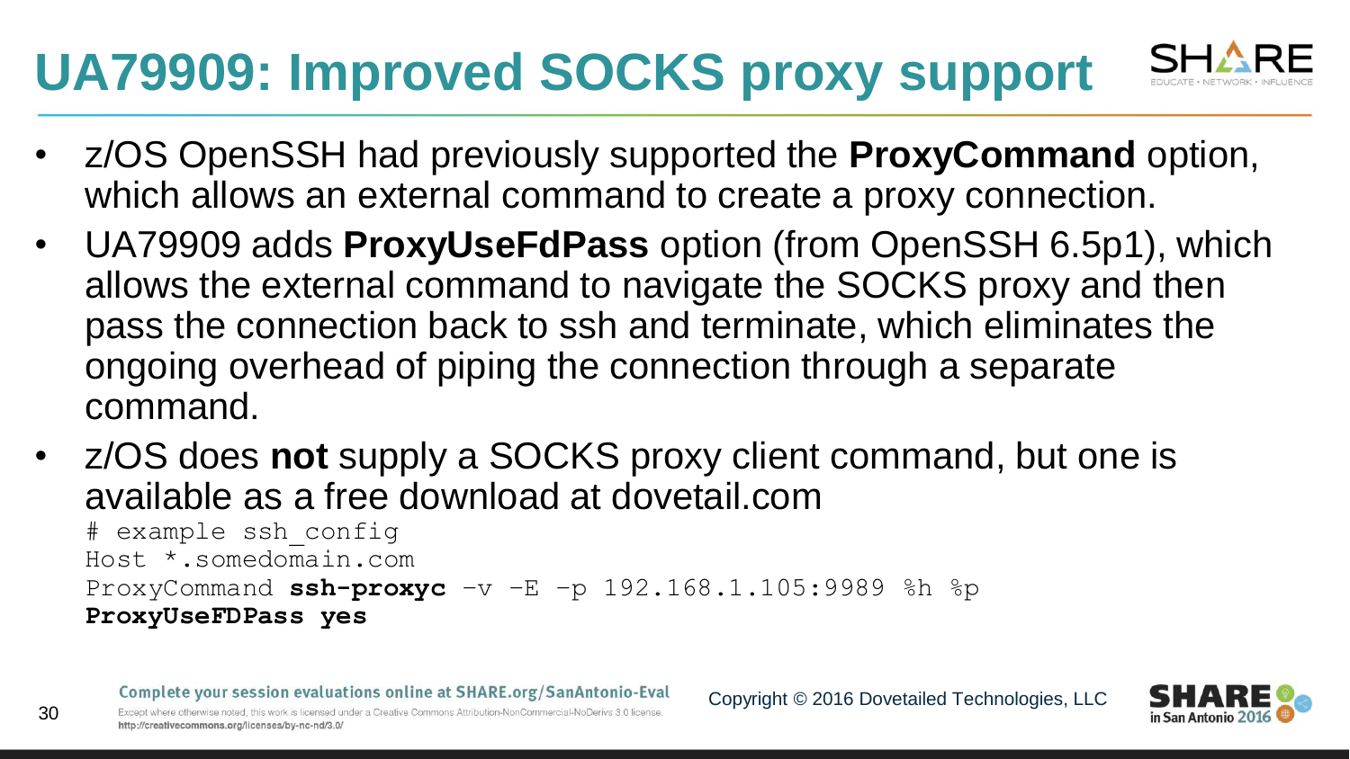# UA79909: Improved SOCKS proxy support

- z/OS OpenSSH had previously supported the **ProxyCommand** option, which allows an external command to create a proxy connection.
- UA79909 adds **ProxyUseFdPass** option (from OpenSSH 6.5p1), which allows the external command to navigate the SOCKS proxy and then pass the connection back to ssh and terminate, which eliminates the ongoing overhead of piping the connection through a separate command.
- z/OS does **not** supply a SOCKS proxy client command, but one is available as a free download at dovetail.com

```
# example ssh_config
Host *.somedomain.com
ProxyCommand ssh-proxyc -v -E -p 192.168.1.105:9989 %h %p
ProxyUseFDPass yes
```

Complete your session evaluations online at SHARE.org/SanAntonio-Eval

Copyright © 2016 Dovetailed Technologies, LLC

Except where otherwise noted, this work is licensed under a Creative Commons Attribution-NonCommercial-NoDerivs 3.0 license. http://creativecommons.org/licenses/by-nc-nd/3.0/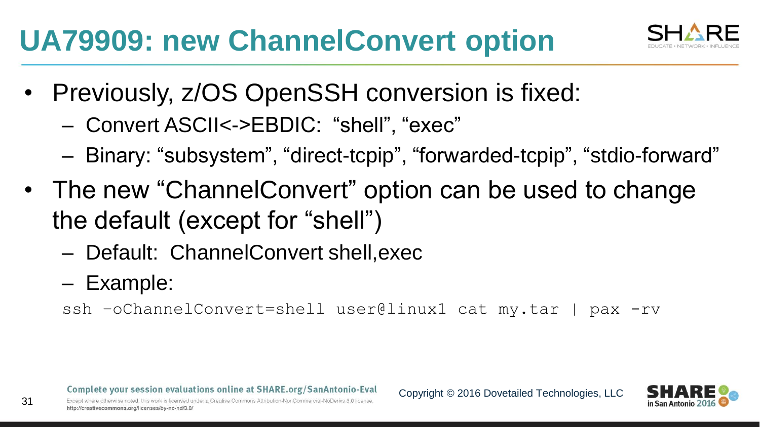# UA79909: new ChannelConvert option

- Previously, z/OS OpenSSH conversion is fixed:
  - Convert ASCII<->EBDIC: "shell", "exec"
  - Binary: "subsystem", "direct-tcpip", "forwarded-tcpip", "stdio-forward"
- The new "ChannelConvert" option can be used to change the default (except for "shell")
  - Default: ChannelConvert shell,exec
  - Example:

```
ssh –oChannelConvert=shell user@linux1 cat my.tar | pax -rv
```

Complete your session evaluations online at SHARE.org/SanAntonio-Eval

Except where otherwise noted, this work is licensed under a Creative Commons Attribution-NonCommercial-NoDerivs 3.0 license. http://creativecommons.org/licenses/by-nc-nd/3.0/

Copyright © 2016 Dovetailed Technologies, LLC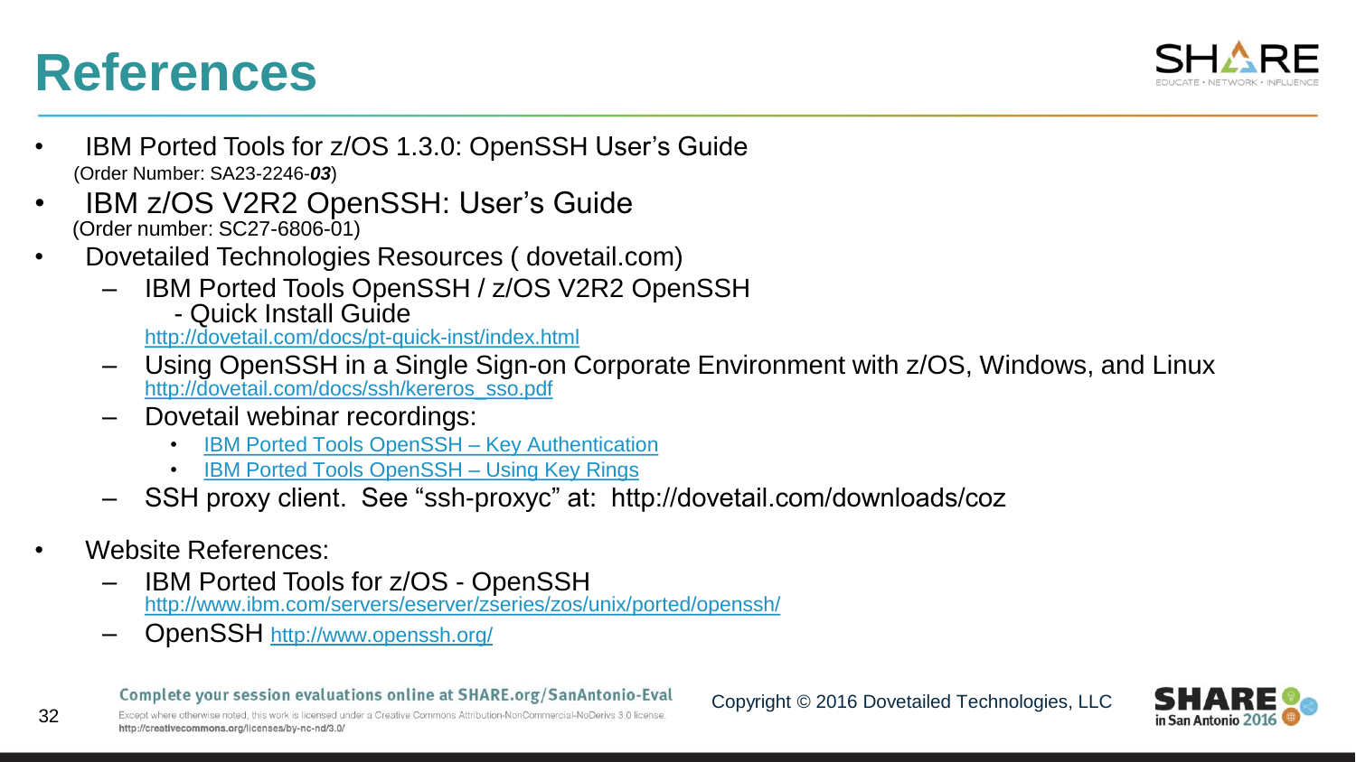# References

- IBM Ported Tools for z/OS 1.3.0: OpenSSH User's Guide
  (Order Number: SA23-2246-***03***)
- IBM z/OS V2R2 OpenSSH: User's Guide
  (Order number: SC27-6806-01)
- Dovetailed Technologies Resources ( dovetail.com)
  - IBM Ported Tools OpenSSH / z/OS V2R2 OpenSSH
    - Quick Install Guide
    http://dovetail.com/docs/pt-quick-inst/index.html
  - Using OpenSSH in a Single Sign-on Corporate Environment with z/OS, Windows, and Linux
    http://dovetail.com/docs/ssh/kereros_sso.pdf
  - Dovetail webinar recordings:
    - IBM Ported Tools OpenSSH – Key Authentication
    - IBM Ported Tools OpenSSH – Using Key Rings
  - SSH proxy client. See "ssh-proxyc" at: http://dovetail.com/downloads/coz
- Website References:
  - IBM Ported Tools for z/OS - OpenSSH
    http://www.ibm.com/servers/eserver/zseries/zos/unix/ported/openssh/
  - OpenSSH http://www.openssh.org/

Complete your session evaluations online at SHARE.org/SanAntonio-Eval

Except where otherwise noted, this work is licensed under a Creative Commons Attribution-NonCommercial-NoDerivs 3.0 license. http://creativecommons.org/licenses/by-nc-nd/3.0/

Copyright © 2016 Dovetailed Technologies, LLC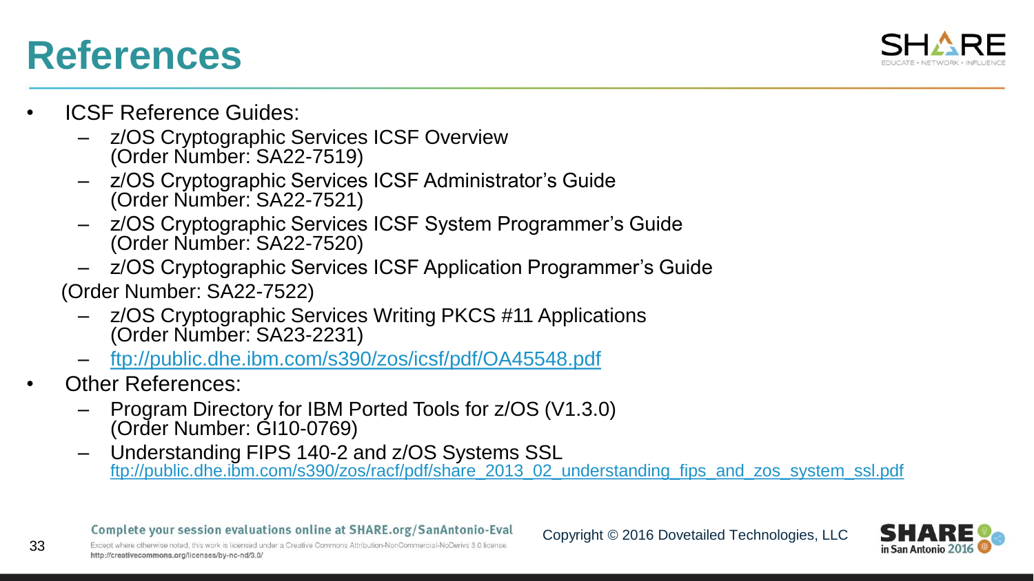# References

- ICSF Reference Guides:
  - z/OS Cryptographic Services ICSF Overview (Order Number: SA22-7519)
  - z/OS Cryptographic Services ICSF Administrator's Guide (Order Number: SA22-7521)
  - z/OS Cryptographic Services ICSF System Programmer's Guide (Order Number: SA22-7520)
  - z/OS Cryptographic Services ICSF Application Programmer's Guide (Order Number: SA22-7522)
  - z/OS Cryptographic Services Writing PKCS #11 Applications (Order Number: SA23-2231)
  - ftp://public.dhe.ibm.com/s390/zos/icsf/pdf/OA45548.pdf
- Other References:
  - Program Directory for IBM Ported Tools for z/OS (V1.3.0) (Order Number: GI10-0769)
  - Understanding FIPS 140-2 and z/OS Systems SSL ftp://public.dhe.ibm.com/s390/zos/racf/pdf/share_2013_02_understanding_fips_and_zos_system_ssl.pdf

Complete your session evaluations online at SHARE.org/SanAntonio-Eval

Except where otherwise noted, this work is licensed under a Creative Commons Attribution-NonCommercial-NoDerivs 3.0 license. http://creativecommons.org/licenses/by-nc-nd/3.0/

Copyright © 2016 Dovetailed Technologies, LLC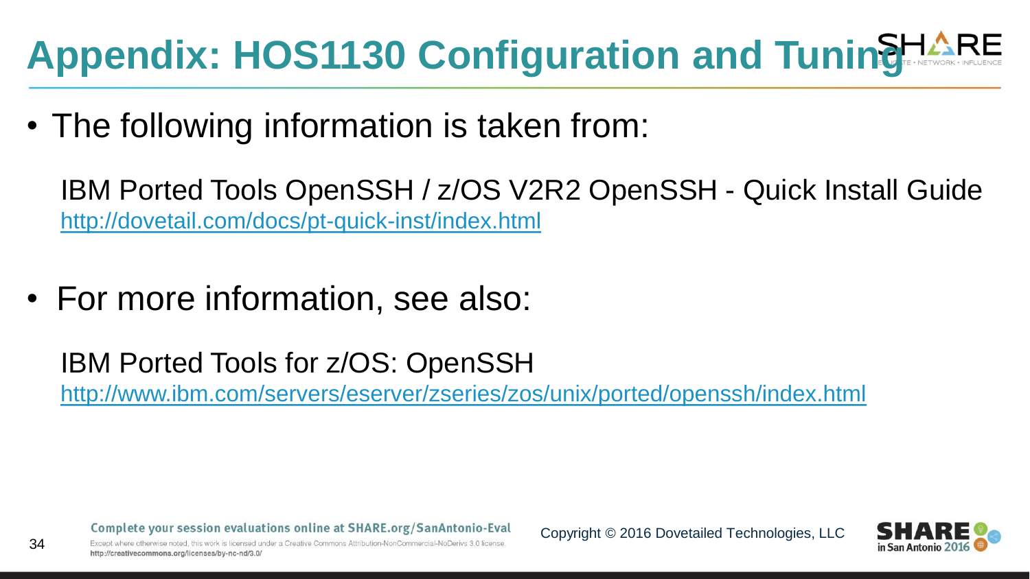# Appendix: HOS1130 Configuration and Tuning

- The following information is taken from:

  IBM Ported Tools OpenSSH / z/OS V2R2 OpenSSH - Quick Install Guide
  http://dovetail.com/docs/pt-quick-inst/index.html

- For more information, see also:

  IBM Ported Tools for z/OS: OpenSSH
  http://www.ibm.com/servers/eserver/zseries/zos/unix/ported/openssh/index.html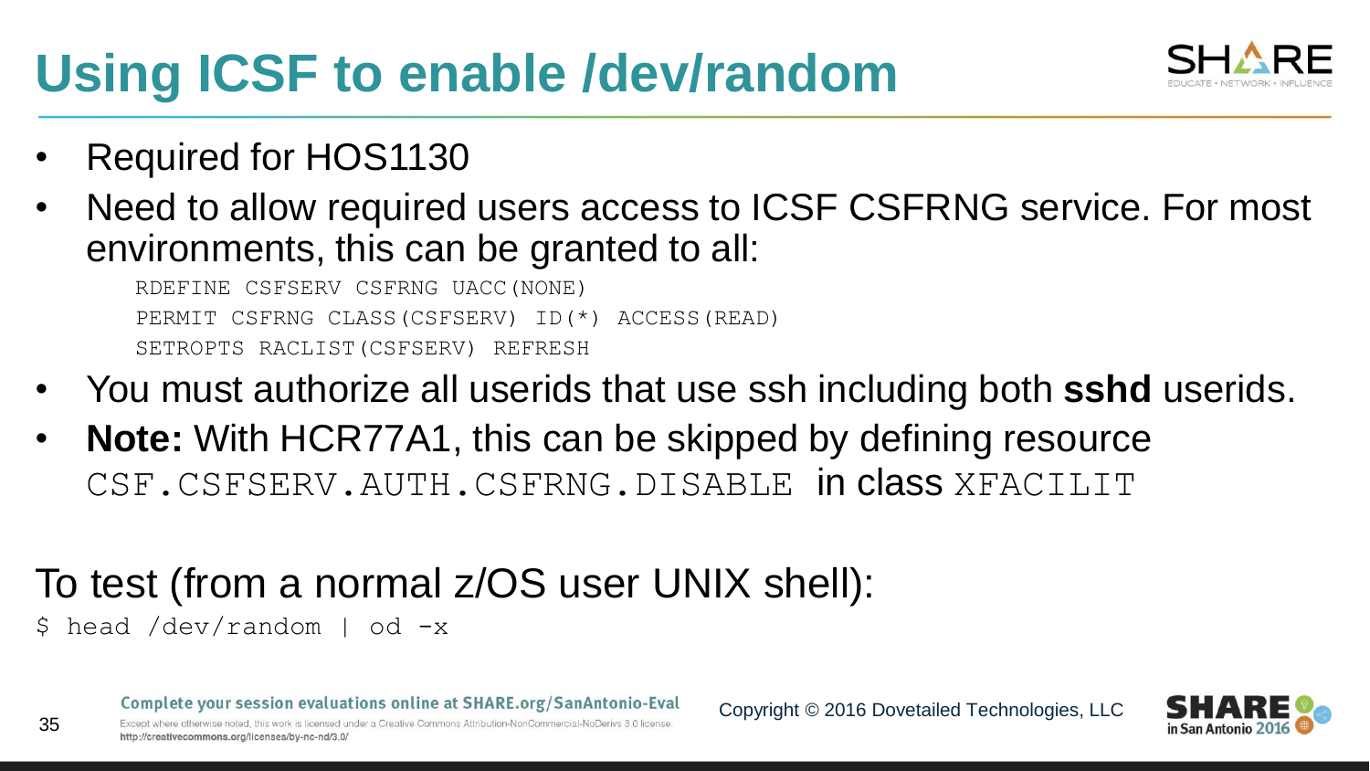# Using ICSF to enable /dev/random

- Required for HOS1130
- Need to allow required users access to ICSF CSFRNG service. For most environments, this can be granted to all:

```
RDEFINE CSFSERV CSFRNG UACC(NONE)
PERMIT CSFRNG CLASS(CSFSERV) ID(*) ACCESS(READ)
SETROPTS RACLIST(CSFSERV) REFRESH
```

- You must authorize all userids that use ssh including both **sshd** userids.
- **Note:** With HCR77A1, this can be skipped by defining resource `CSF.CSFSERV.AUTH.CSFRNG.DISABLE` in class `XFACILIT`

To test (from a normal z/OS user UNIX shell):

```
$ head /dev/random | od -x
```

Complete your session evaluations online at SHARE.org/SanAntonio-Eval

Except where otherwise noted, this work is licensed under a Creative Commons Attribution-NonCommercial-NoDerivs 3.0 license. http://creativecommons.org/licenses/by-nc-nd/3.0/

Copyright © 2016 Dovetailed Technologies, LLC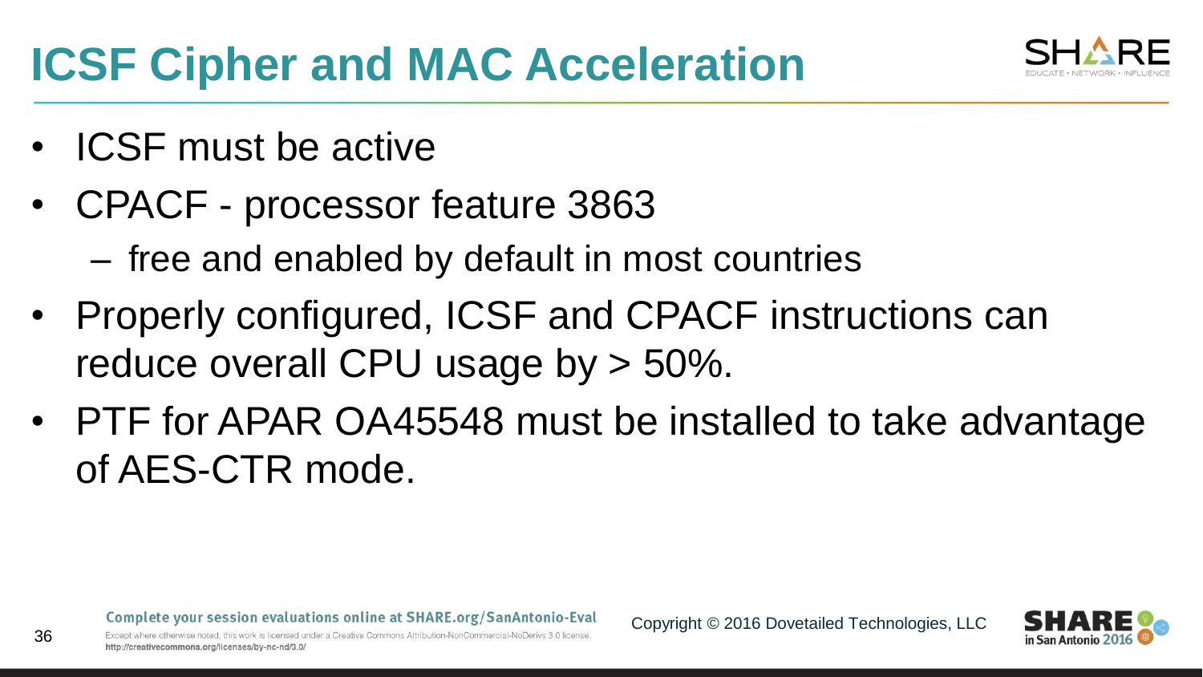# ICSF Cipher and MAC Acceleration

- ICSF must be active
- CPACF - processor feature 3863
  - free and enabled by default in most countries
- Properly configured, ICSF and CPACF instructions can reduce overall CPU usage by > 50%.
- PTF for APAR OA45548 must be installed to take advantage of AES-CTR mode.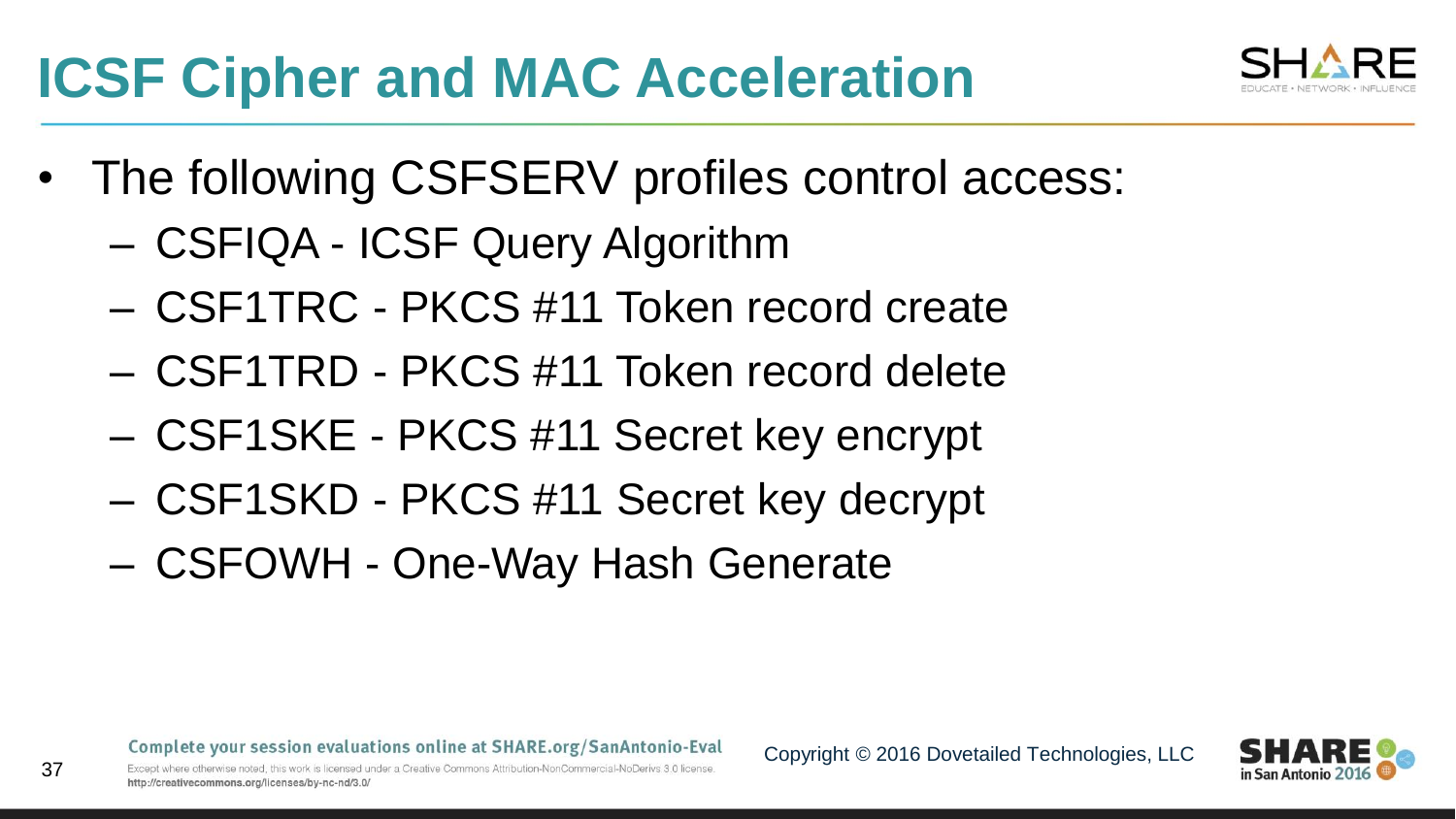# ICSF Cipher and MAC Acceleration

- The following CSFSERV profiles control access:
  - CSFIQA - ICSF Query Algorithm
  - CSF1TRC - PKCS #11 Token record create
  - CSF1TRD - PKCS #11 Token record delete
  - CSF1SKE - PKCS #11 Secret key encrypt
  - CSF1SKD - PKCS #11 Secret key decrypt
  - CSFOWH - One-Way Hash Generate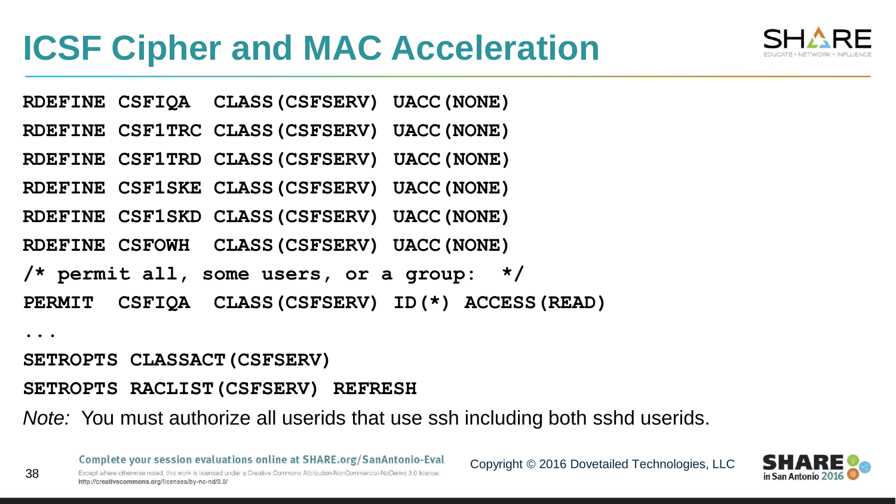# ICSF Cipher and MAC Acceleration

```
RDEFINE CSFIQA  CLASS(CSFSERV) UACC(NONE)
RDEFINE CSF1TRC CLASS(CSFSERV) UACC(NONE)
RDEFINE CSF1TRD CLASS(CSFSERV) UACC(NONE)
RDEFINE CSF1SKE CLASS(CSFSERV) UACC(NONE)
RDEFINE CSF1SKD CLASS(CSFSERV) UACC(NONE)
RDEFINE CSFOWH  CLASS(CSFSERV) UACC(NONE)
/* permit all, some users, or a group:  */
PERMIT  CSFIQA  CLASS(CSFSERV) ID(*) ACCESS(READ)
...
SETROPTS CLASSACT(CSFSERV)
SETROPTS RACLIST(CSFSERV) REFRESH
```

*Note:* You must authorize all userids that use ssh including both sshd userids.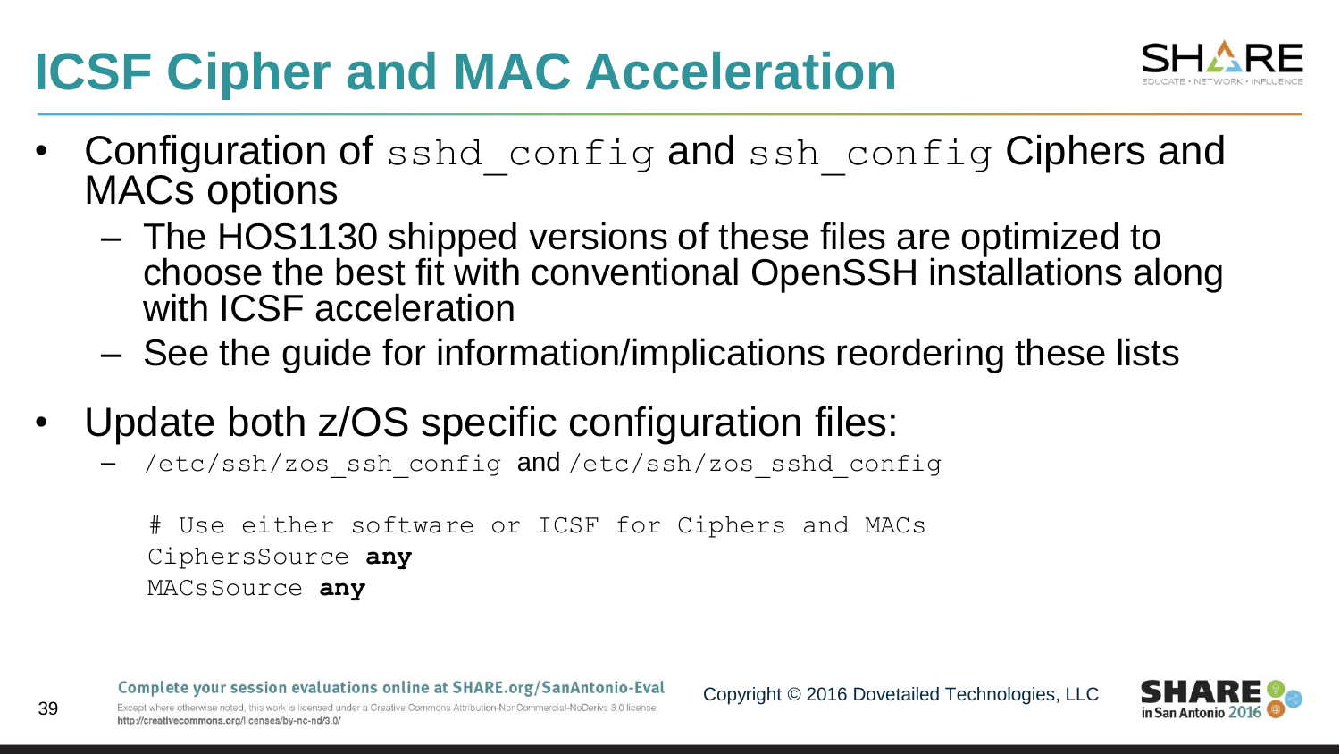# ICSF Cipher and MAC Acceleration

- Configuration of `sshd_config` and `ssh_config` Ciphers and MACs options
  - The HOS1130 shipped versions of these files are optimized to choose the best fit with conventional OpenSSH installations along with ICSF acceleration
  - See the guide for information/implications reordering these lists
- Update both z/OS specific configuration files:
  - `/etc/ssh/zos_ssh_config` and `/etc/ssh/zos_sshd_config`

```
# Use either software or ICSF for Ciphers and MACs
CiphersSource any
MACsSource any
```

Complete your session evaluations online at SHARE.org/SanAntonio-Eval

Except where otherwise noted, this work is licensed under a Creative Commons Attribution-NonCommercial-NoDerivs 3.0 license. http://creativecommons.org/licenses/by-nc-nd/3.0/

Copyright © 2016 Dovetailed Technologies, LLC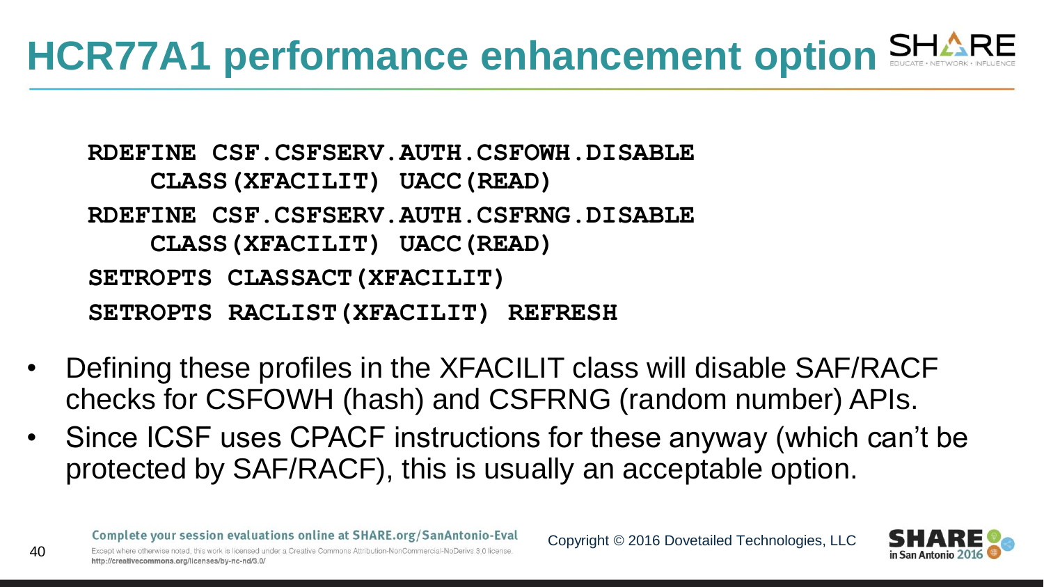# HCR77A1 performance enhancement option

```
RDEFINE CSF.CSFSERV.AUTH.CSFOWH.DISABLE
    CLASS(XFACILIT) UACC(READ)
RDEFINE CSF.CSFSERV.AUTH.CSFRNG.DISABLE
    CLASS(XFACILIT) UACC(READ)
SETROPTS CLASSACT(XFACILIT)
SETROPTS RACLIST(XFACILIT) REFRESH
```

- Defining these profiles in the XFACILIT class will disable SAF/RACF checks for CSFOWH (hash) and CSFRNG (random number) APIs.
- Since ICSF uses CPACF instructions for these anyway (which can't be protected by SAF/RACF), this is usually an acceptable option.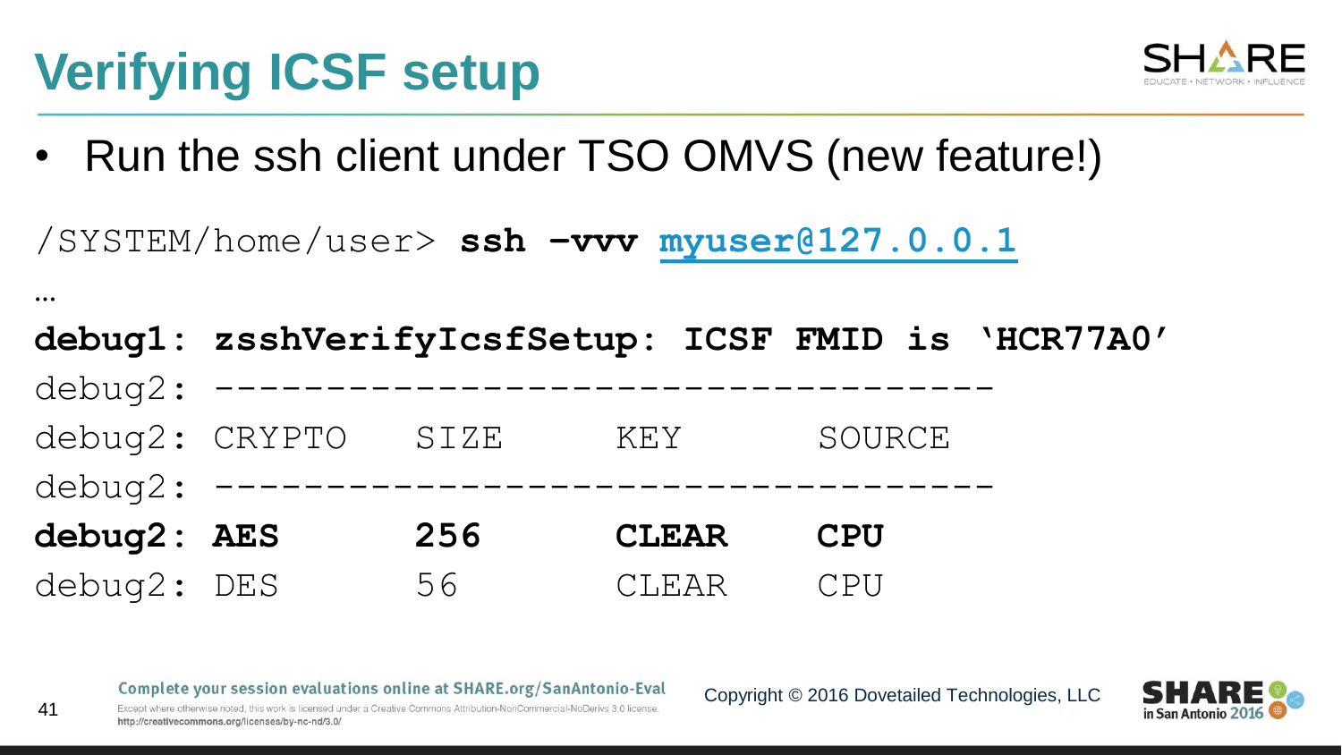# Verifying ICSF setup

- Run the ssh client under TSO OMVS (new feature!)

```
/SYSTEM/home/user> ssh -vvv myuser@127.0.0.1
…
debug1: zsshVerifyIcsfSetup: ICSF FMID is 'HCR77A0'
debug2: -----------------------------------
debug2: CRYPTO   SIZE     KEY      SOURCE
debug2: -----------------------------------
debug2: AES      256      CLEAR    CPU
debug2: DES      56       CLEAR    CPU
```

Complete your session evaluations online at SHARE.org/SanAntonio-Eval

Except where otherwise noted, this work is licensed under a Creative Commons Attribution-NonCommercial-NoDerivs 3.0 license. http://creativecommons.org/licenses/by-nc-nd/3.0/

Copyright © 2016 Dovetailed Technologies, LLC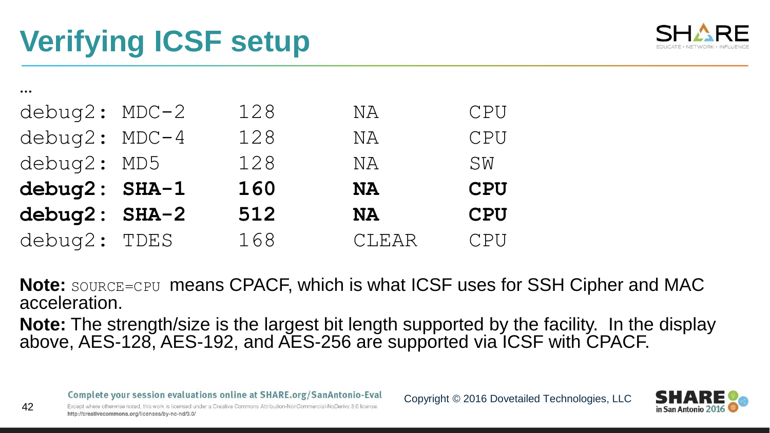# Verifying ICSF setup

```
…
debug2: MDC-2     128     NA       CPU
debug2: MDC-4     128     NA       CPU
debug2: MD5       128     NA       SW
debug2: SHA-1     160     NA       CPU
debug2: SHA-2     512     NA       CPU
debug2: TDES      168     CLEAR    CPU
```

**Note:** `SOURCE=CPU` means CPACF, which is what ICSF uses for SSH Cipher and MAC acceleration.

**Note:** The strength/size is the largest bit length supported by the facility. In the display above, AES-128, AES-192, and AES-256 are supported via ICSF with CPACF.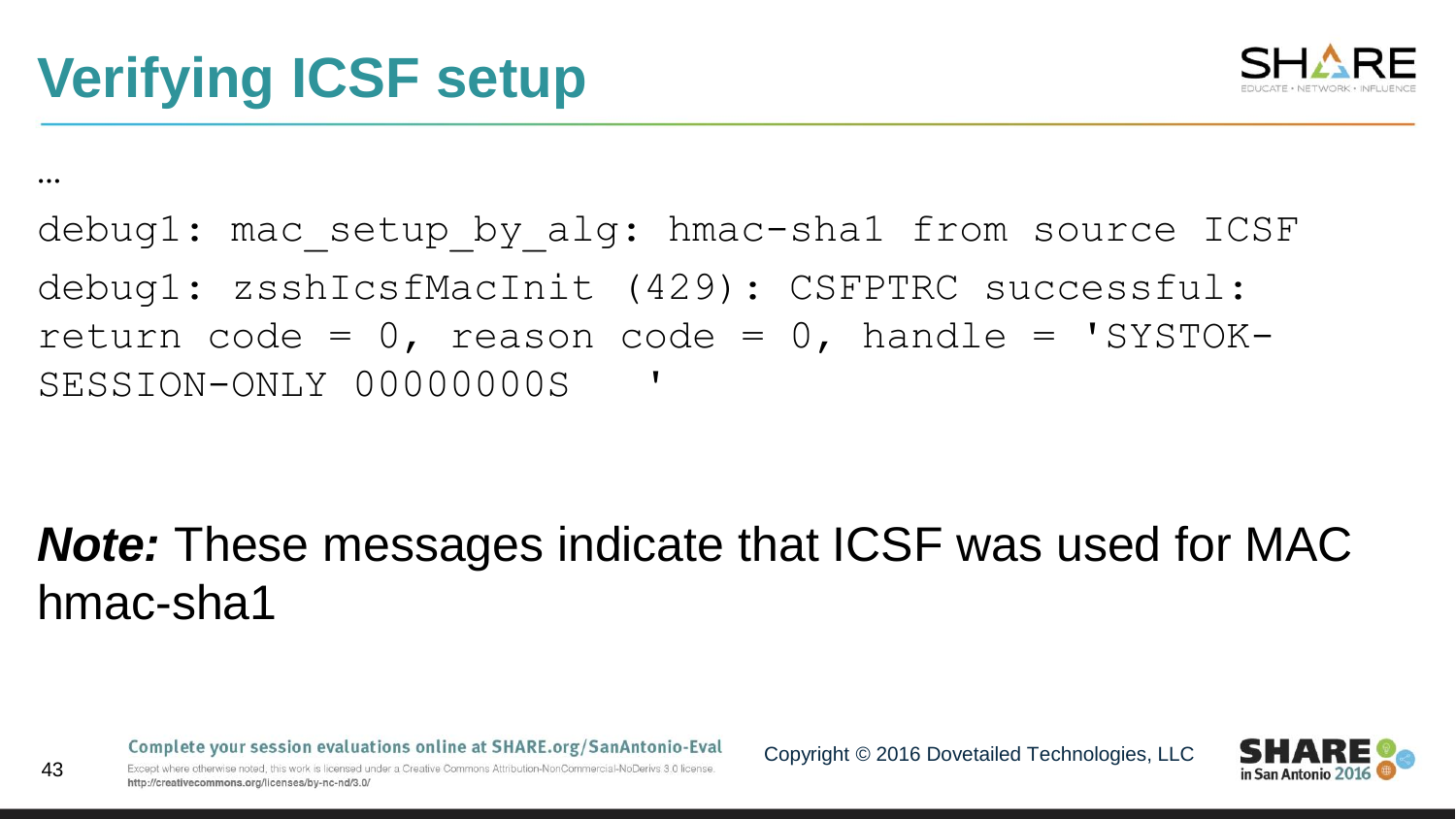# Verifying ICSF setup

…

```
debug1: mac_setup_by_alg: hmac-sha1 from source ICSF
debug1: zsshIcsfMacInit (429): CSFPTRC successful:
return code = 0, reason code = 0, handle = 'SYSTOK-
SESSION-ONLY 00000000S    '
```

***Note:*** These messages indicate that ICSF was used for MAC hmac-sha1

Complete your session evaluations online at SHARE.org/SanAntonio-Eval

Except where otherwise noted, this work is licensed under a Creative Commons Attribution-NonCommercial-NoDerivs 3.0 license. http://creativecommons.org/licenses/by-nc-nd/3.0/

Copyright © 2016 Dovetailed Technologies, LLC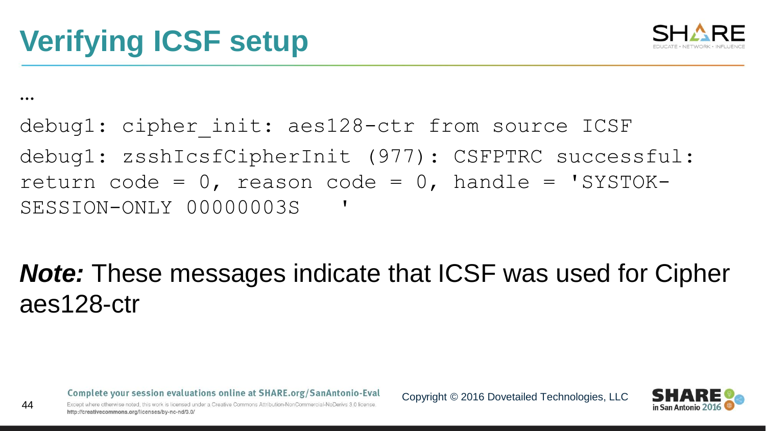# Verifying ICSF setup

…

```
debug1: cipher_init: aes128-ctr from source ICSF
debug1: zsshIcsfCipherInit (977): CSFPTRC successful:
return code = 0, reason code = 0, handle = 'SYSTOK-
SESSION-ONLY 00000003S   '
```

***Note:*** These messages indicate that ICSF was used for Cipher aes128-ctr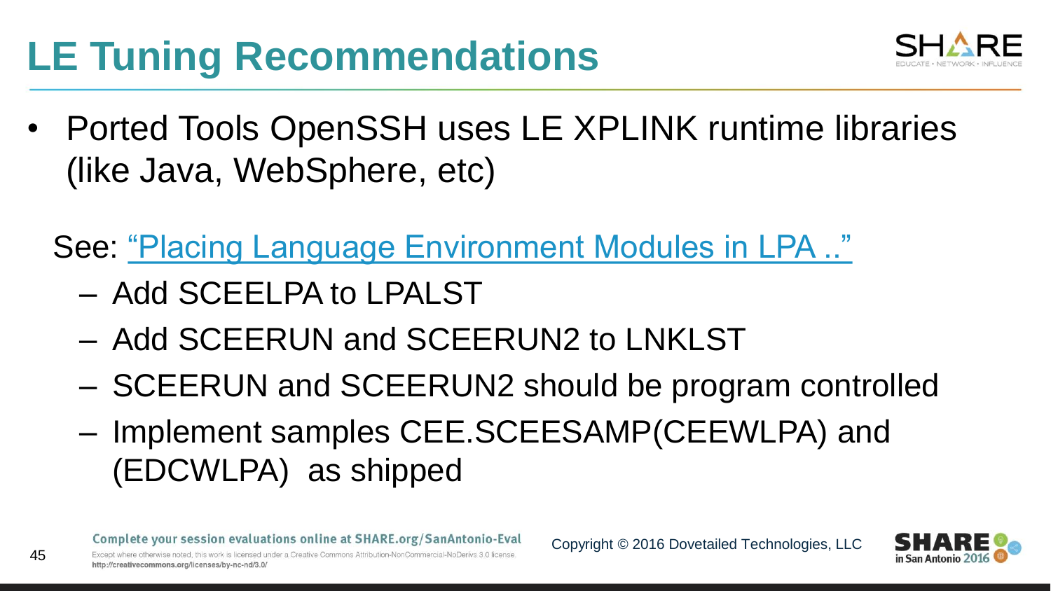# LE Tuning Recommendations

- Ported Tools OpenSSH uses LE XPLINK runtime libraries (like Java, WebSphere, etc)

See: "Placing Language Environment Modules in LPA .."

- Add SCEELPA to LPALST
- Add SCEERUN and SCEERUN2 to LNKLST
- SCEERUN and SCEERUN2 should be program controlled
- Implement samples CEE.SCEESAMP(CEEWLPA) and (EDCWLPA) as shipped

Complete your session evaluations online at SHARE.org/SanAntonio-Eval

Except where otherwise noted, this work is licensed under a Creative Commons Attribution-NonCommercial-NoDerivs 3.0 license. http://creativecommons.org/licenses/by-nc-nd/3.0/

Copyright © 2016 Dovetailed Technologies, LLC